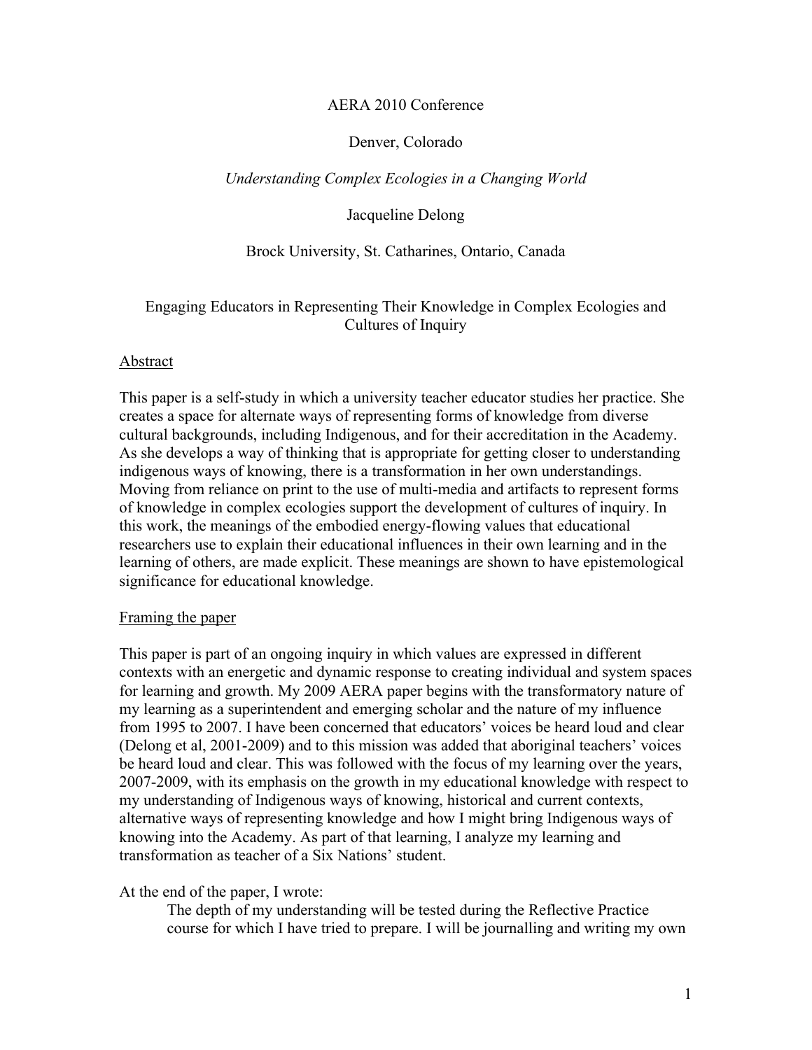AERA 2010 Conference

Denver, Colorado

*Understanding Complex Ecologies in a Changing World*

Jacqueline Delong

Brock University, St. Catharines, Ontario, Canada

# Engaging Educators in Representing Their Knowledge in Complex Ecologies and Cultures of Inquiry

## Abstract

This paper is a self-study in which a university teacher educator studies her practice. She creates a space for alternate ways of representing forms of knowledge from diverse cultural backgrounds, including Indigenous, and for their accreditation in the Academy. As she develops a way of thinking that is appropriate for getting closer to understanding indigenous ways of knowing, there is a transformation in her own understandings. Moving from reliance on print to the use of multi-media and artifacts to represent forms of knowledge in complex ecologies support the development of cultures of inquiry. In this work, the meanings of the embodied energy-flowing values that educational researchers use to explain their educational influences in their own learning and in the learning of others, are made explicit. These meanings are shown to have epistemological significance for educational knowledge.

## Framing the paper

This paper is part of an ongoing inquiry in which values are expressed in different contexts with an energetic and dynamic response to creating individual and system spaces for learning and growth. My 2009 AERA paper begins with the transformatory nature of my learning as a superintendent and emerging scholar and the nature of my influence from 1995 to 2007. I have been concerned that educators' voices be heard loud and clear (Delong et al, 2001-2009) and to this mission was added that aboriginal teachers' voices be heard loud and clear. This was followed with the focus of my learning over the years, 2007-2009, with its emphasis on the growth in my educational knowledge with respect to my understanding of Indigenous ways of knowing, historical and current contexts, alternative ways of representing knowledge and how I might bring Indigenous ways of knowing into the Academy. As part of that learning, I analyze my learning and transformation as teacher of a Six Nations' student.

At the end of the paper, I wrote:

> The depth of my understanding will be tested during the Reflective Practice course for which I have tried to prepare. I will be journalling and writing my own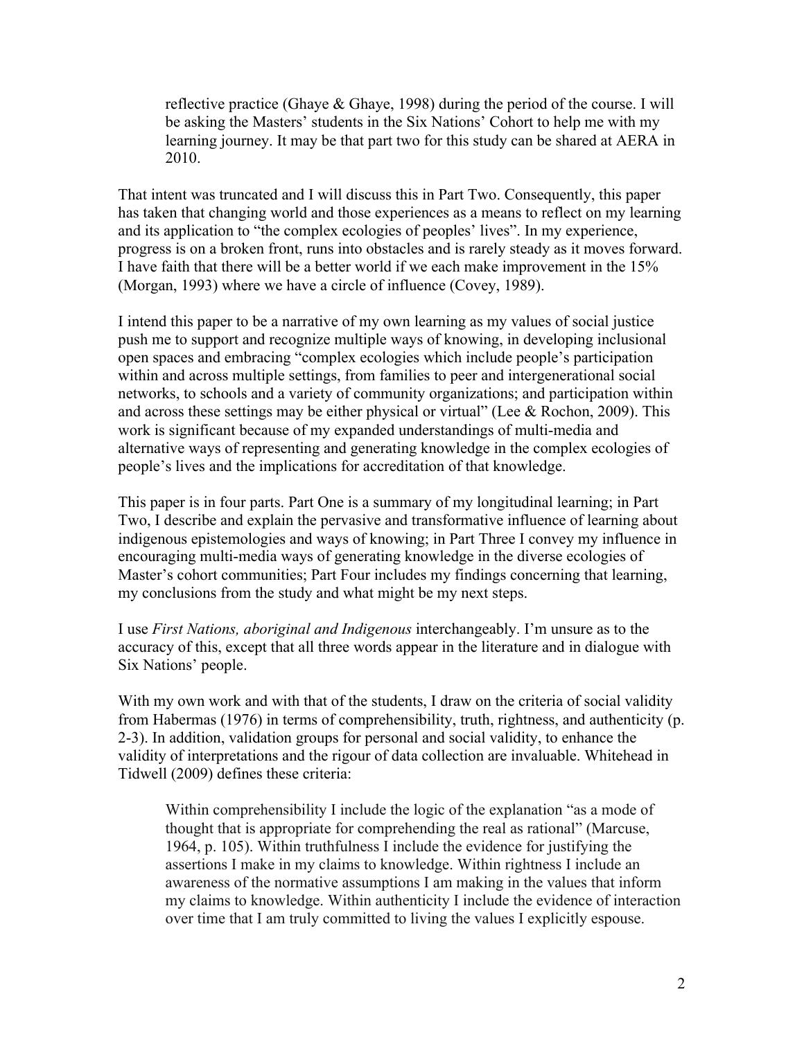> reflective practice (Ghaye & Ghaye, 1998) during the period of the course. I will be asking the Masters' students in the Six Nations' Cohort to help me with my learning journey. It may be that part two for this study can be shared at AERA in 2010.

That intent was truncated and I will discuss this in Part Two. Consequently, this paper has taken that changing world and those experiences as a means to reflect on my learning and its application to "the complex ecologies of peoples' lives". In my experience, progress is on a broken front, runs into obstacles and is rarely steady as it moves forward. I have faith that there will be a better world if we each make improvement in the 15% (Morgan, 1993) where we have a circle of influence (Covey, 1989).

I intend this paper to be a narrative of my own learning as my values of social justice push me to support and recognize multiple ways of knowing, in developing inclusional open spaces and embracing "complex ecologies which include people's participation within and across multiple settings, from families to peer and intergenerational social networks, to schools and a variety of community organizations; and participation within and across these settings may be either physical or virtual" (Lee & Rochon, 2009). This work is significant because of my expanded understandings of multi-media and alternative ways of representing and generating knowledge in the complex ecologies of people's lives and the implications for accreditation of that knowledge.

This paper is in four parts. Part One is a summary of my longitudinal learning; in Part Two, I describe and explain the pervasive and transformative influence of learning about indigenous epistemologies and ways of knowing; in Part Three I convey my influence in encouraging multi-media ways of generating knowledge in the diverse ecologies of Master's cohort communities; Part Four includes my findings concerning that learning, my conclusions from the study and what might be my next steps.

I use *First Nations, aboriginal and Indigenous* interchangeably. I'm unsure as to the accuracy of this, except that all three words appear in the literature and in dialogue with Six Nations' people.

With my own work and with that of the students, I draw on the criteria of social validity from Habermas (1976) in terms of comprehensibility, truth, rightness, and authenticity (p. 2-3). In addition, validation groups for personal and social validity, to enhance the validity of interpretations and the rigour of data collection are invaluable. Whitehead in Tidwell (2009) defines these criteria:

> Within comprehensibility I include the logic of the explanation "as a mode of thought that is appropriate for comprehending the real as rational" (Marcuse, 1964, p. 105). Within truthfulness I include the evidence for justifying the assertions I make in my claims to knowledge. Within rightness I include an awareness of the normative assumptions I am making in the values that inform my claims to knowledge. Within authenticity I include the evidence of interaction over time that I am truly committed to living the values I explicitly espouse.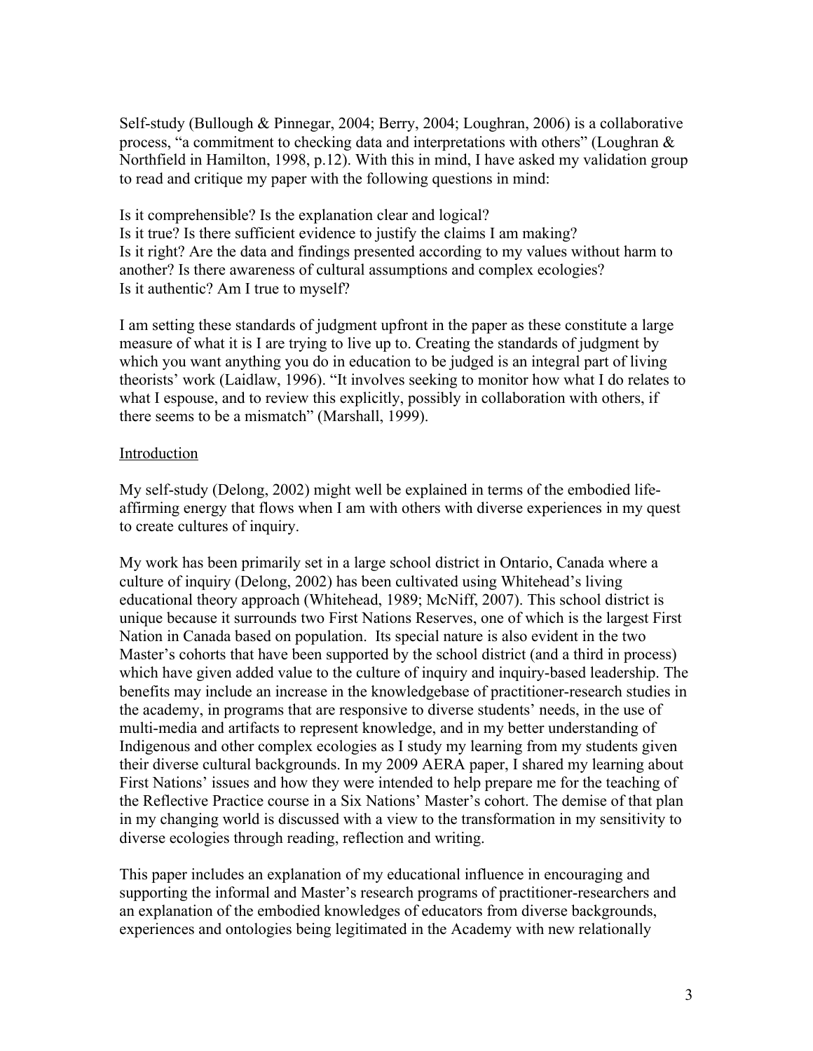Self-study (Bullough & Pinnegar, 2004; Berry, 2004; Loughran, 2006) is a collaborative process, "a commitment to checking data and interpretations with others" (Loughran & Northfield in Hamilton, 1998, p.12). With this in mind, I have asked my validation group to read and critique my paper with the following questions in mind:

Is it comprehensible? Is the explanation clear and logical?
Is it true? Is there sufficient evidence to justify the claims I am making?
Is it right? Are the data and findings presented according to my values without harm to another? Is there awareness of cultural assumptions and complex ecologies?
Is it authentic? Am I true to myself?

I am setting these standards of judgment upfront in the paper as these constitute a large measure of what it is I are trying to live up to. Creating the standards of judgment by which you want anything you do in education to be judged is an integral part of living theorists' work (Laidlaw, 1996). "It involves seeking to monitor how what I do relates to what I espouse, and to review this explicitly, possibly in collaboration with others, if there seems to be a mismatch" (Marshall, 1999).

## Introduction

My self-study (Delong, 2002) might well be explained in terms of the embodied life-affirming energy that flows when I am with others with diverse experiences in my quest to create cultures of inquiry.

My work has been primarily set in a large school district in Ontario, Canada where a culture of inquiry (Delong, 2002) has been cultivated using Whitehead's living educational theory approach (Whitehead, 1989; McNiff, 2007). This school district is unique because it surrounds two First Nations Reserves, one of which is the largest First Nation in Canada based on population. Its special nature is also evident in the two Master's cohorts that have been supported by the school district (and a third in process) which have given added value to the culture of inquiry and inquiry-based leadership. The benefits may include an increase in the knowledgebase of practitioner-research studies in the academy, in programs that are responsive to diverse students' needs, in the use of multi-media and artifacts to represent knowledge, and in my better understanding of Indigenous and other complex ecologies as I study my learning from my students given their diverse cultural backgrounds. In my 2009 AERA paper, I shared my learning about First Nations' issues and how they were intended to help prepare me for the teaching of the Reflective Practice course in a Six Nations' Master's cohort. The demise of that plan in my changing world is discussed with a view to the transformation in my sensitivity to diverse ecologies through reading, reflection and writing.

This paper includes an explanation of my educational influence in encouraging and supporting the informal and Master's research programs of practitioner-researchers and an explanation of the embodied knowledges of educators from diverse backgrounds, experiences and ontologies being legitimated in the Academy with new relationally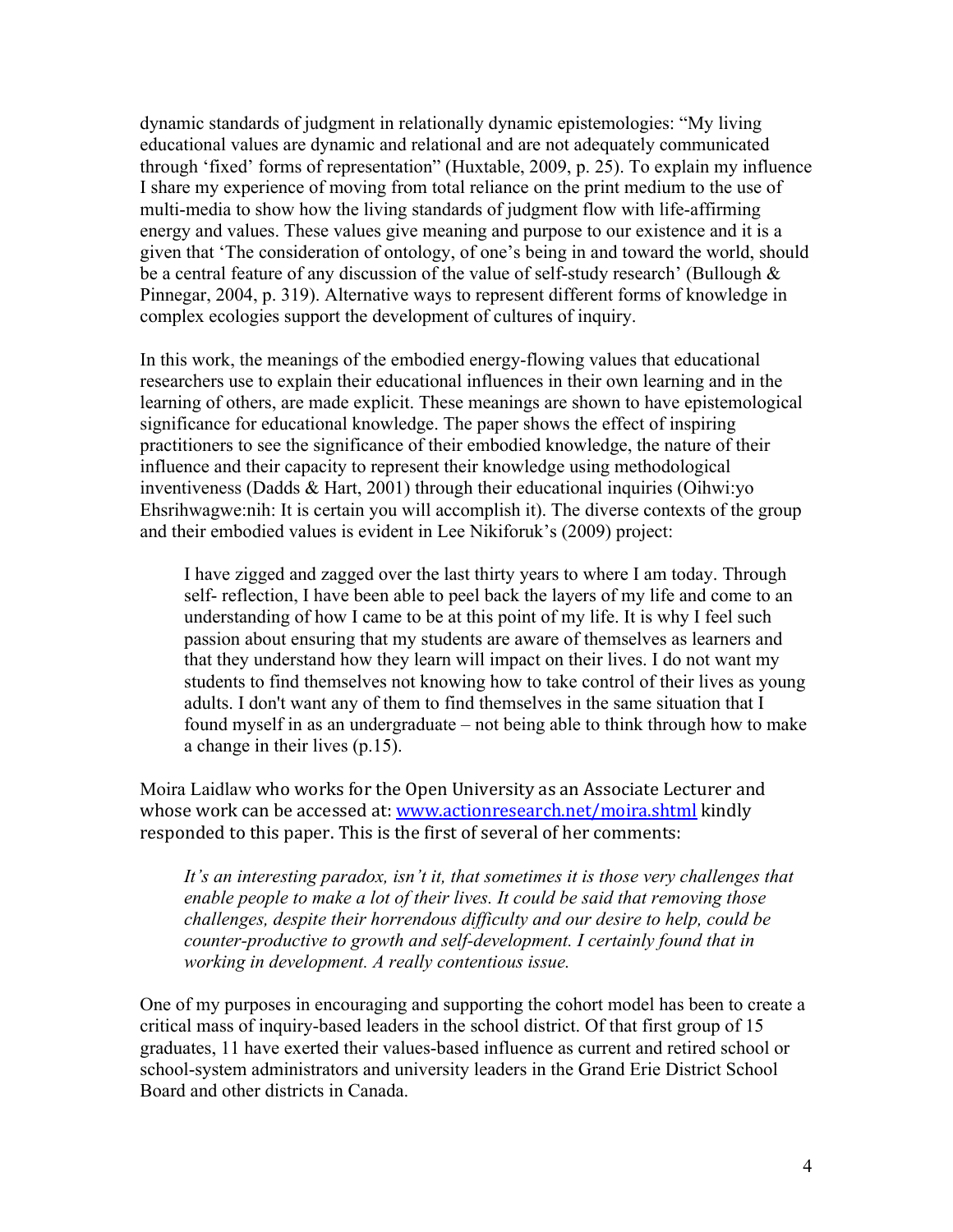dynamic standards of judgment in relationally dynamic epistemologies: "My living educational values are dynamic and relational and are not adequately communicated through 'fixed' forms of representation" (Huxtable, 2009, p. 25). To explain my influence I share my experience of moving from total reliance on the print medium to the use of multi-media to show how the living standards of judgment flow with life-affirming energy and values. These values give meaning and purpose to our existence and it is a given that 'The consideration of ontology, of one's being in and toward the world, should be a central feature of any discussion of the value of self-study research' (Bullough & Pinnegar, 2004, p. 319). Alternative ways to represent different forms of knowledge in complex ecologies support the development of cultures of inquiry.

In this work, the meanings of the embodied energy-flowing values that educational researchers use to explain their educational influences in their own learning and in the learning of others, are made explicit. These meanings are shown to have epistemological significance for educational knowledge. The paper shows the effect of inspiring practitioners to see the significance of their embodied knowledge, the nature of their influence and their capacity to represent their knowledge using methodological inventiveness (Dadds & Hart, 2001) through their educational inquiries (Oihwi:yo Ehsrihwagwe:nih: It is certain you will accomplish it). The diverse contexts of the group and their embodied values is evident in Lee Nikiforuk's (2009) project:

> I have zigged and zagged over the last thirty years to where I am today. Through self- reflection, I have been able to peel back the layers of my life and come to an understanding of how I came to be at this point of my life. It is why I feel such passion about ensuring that my students are aware of themselves as learners and that they understand how they learn will impact on their lives. I do not want my students to find themselves not knowing how to take control of their lives as young adults. I don't want any of them to find themselves in the same situation that I found myself in as an undergraduate – not being able to think through how to make a change in their lives (p.15).

Moira Laidlaw who works for the Open University as an Associate Lecturer and whose work can be accessed at: [www.actionresearch.net/moira.shtml](www.actionresearch.net/moira.shtml) kindly responded to this paper. This is the first of several of her comments:

> *It's an interesting paradox, isn't it, that sometimes it is those very challenges that enable people to make a lot of their lives. It could be said that removing those challenges, despite their horrendous difficulty and our desire to help, could be counter-productive to growth and self-development. I certainly found that in working in development. A really contentious issue.*

One of my purposes in encouraging and supporting the cohort model has been to create a critical mass of inquiry-based leaders in the school district. Of that first group of 15 graduates, 11 have exerted their values-based influence as current and retired school or school-system administrators and university leaders in the Grand Erie District School Board and other districts in Canada.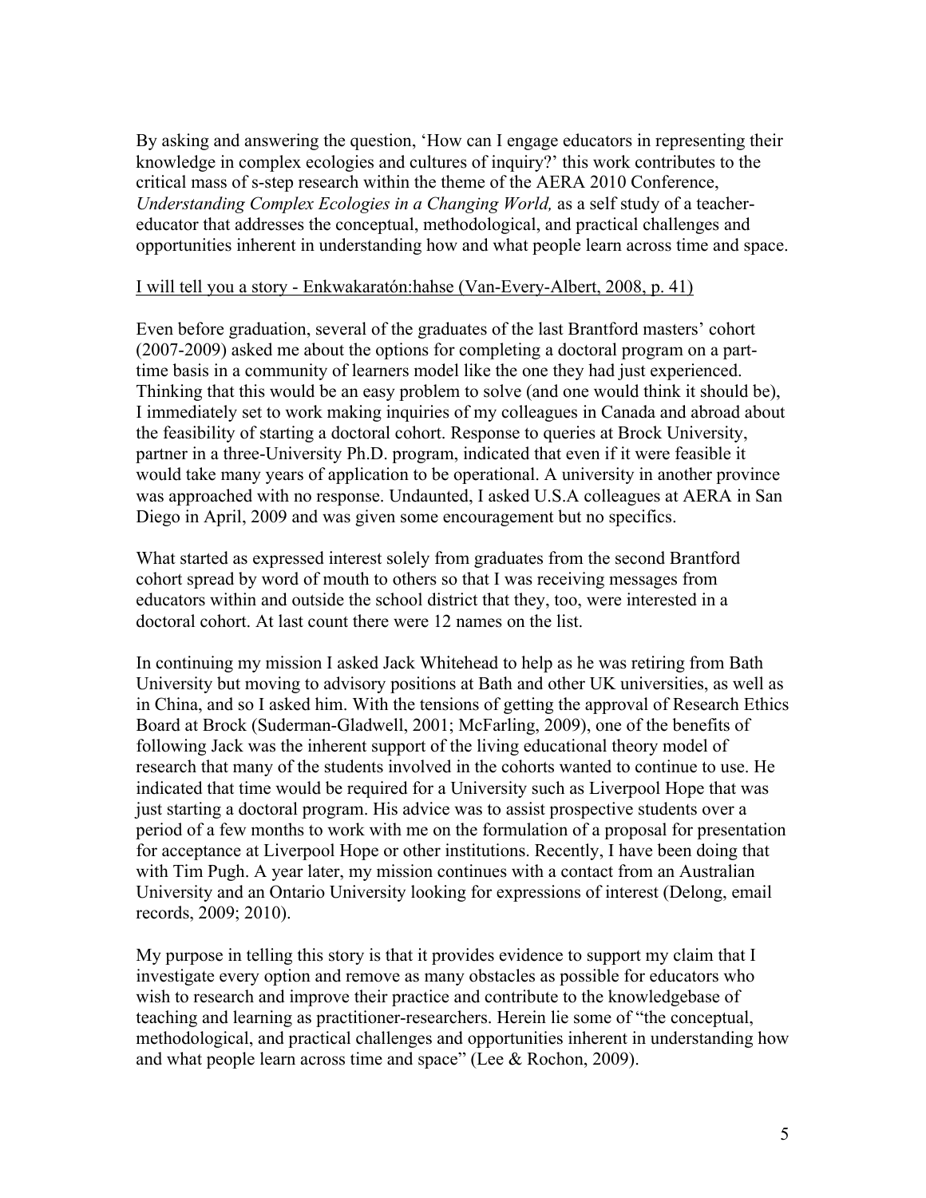By asking and answering the question, 'How can I engage educators in representing their knowledge in complex ecologies and cultures of inquiry?' this work contributes to the critical mass of s-step research within the theme of the AERA 2010 Conference, *Understanding Complex Ecologies in a Changing World,* as a self study of a teacher-educator that addresses the conceptual, methodological, and practical challenges and opportunities inherent in understanding how and what people learn across time and space.

<u>I will tell you a story - Enkwakaratón:hahse (Van-Every-Albert, 2008, p. 41)</u>

Even before graduation, several of the graduates of the last Brantford masters' cohort (2007-2009) asked me about the options for completing a doctoral program on a part-time basis in a community of learners model like the one they had just experienced. Thinking that this would be an easy problem to solve (and one would think it should be), I immediately set to work making inquiries of my colleagues in Canada and abroad about the feasibility of starting a doctoral cohort. Response to queries at Brock University, partner in a three-University Ph.D. program, indicated that even if it were feasible it would take many years of application to be operational. A university in another province was approached with no response. Undaunted, I asked U.S.A colleagues at AERA in San Diego in April, 2009 and was given some encouragement but no specifics.

What started as expressed interest solely from graduates from the second Brantford cohort spread by word of mouth to others so that I was receiving messages from educators within and outside the school district that they, too, were interested in a doctoral cohort. At last count there were 12 names on the list.

In continuing my mission I asked Jack Whitehead to help as he was retiring from Bath University but moving to advisory positions at Bath and other UK universities, as well as in China, and so I asked him. With the tensions of getting the approval of Research Ethics Board at Brock (Suderman-Gladwell, 2001; McFarling, 2009), one of the benefits of following Jack was the inherent support of the living educational theory model of research that many of the students involved in the cohorts wanted to continue to use. He indicated that time would be required for a University such as Liverpool Hope that was just starting a doctoral program. His advice was to assist prospective students over a period of a few months to work with me on the formulation of a proposal for presentation for acceptance at Liverpool Hope or other institutions. Recently, I have been doing that with Tim Pugh. A year later, my mission continues with a contact from an Australian University and an Ontario University looking for expressions of interest (Delong, email records, 2009; 2010).

My purpose in telling this story is that it provides evidence to support my claim that I investigate every option and remove as many obstacles as possible for educators who wish to research and improve their practice and contribute to the knowledgebase of teaching and learning as practitioner-researchers. Herein lie some of "the conceptual, methodological, and practical challenges and opportunities inherent in understanding how and what people learn across time and space" (Lee & Rochon, 2009).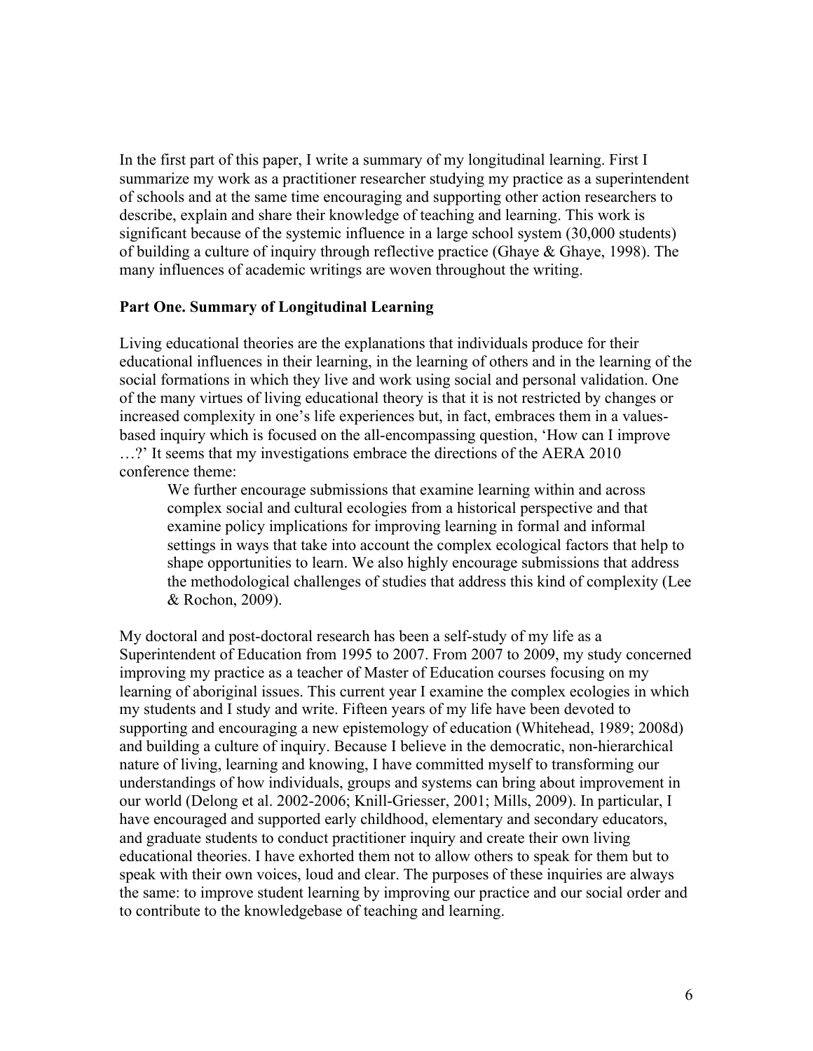In the first part of this paper, I write a summary of my longitudinal learning. First I summarize my work as a practitioner researcher studying my practice as a superintendent of schools and at the same time encouraging and supporting other action researchers to describe, explain and share their knowledge of teaching and learning. This work is significant because of the systemic influence in a large school system (30,000 students) of building a culture of inquiry through reflective practice (Ghaye & Ghaye, 1998). The many influences of academic writings are woven throughout the writing.

## Part One. Summary of Longitudinal Learning

Living educational theories are the explanations that individuals produce for their educational influences in their learning, in the learning of others and in the learning of the social formations in which they live and work using social and personal validation. One of the many virtues of living educational theory is that it is not restricted by changes or increased complexity in one's life experiences but, in fact, embraces them in a values-based inquiry which is focused on the all-encompassing question, 'How can I improve …?' It seems that my investigations embrace the directions of the AERA 2010 conference theme:

> We further encourage submissions that examine learning within and across complex social and cultural ecologies from a historical perspective and that examine policy implications for improving learning in formal and informal settings in ways that take into account the complex ecological factors that help to shape opportunities to learn. We also highly encourage submissions that address the methodological challenges of studies that address this kind of complexity (Lee & Rochon, 2009).

My doctoral and post-doctoral research has been a self-study of my life as a Superintendent of Education from 1995 to 2007. From 2007 to 2009, my study concerned improving my practice as a teacher of Master of Education courses focusing on my learning of aboriginal issues. This current year I examine the complex ecologies in which my students and I study and write. Fifteen years of my life have been devoted to supporting and encouraging a new epistemology of education (Whitehead, 1989; 2008d) and building a culture of inquiry. Because I believe in the democratic, non-hierarchical nature of living, learning and knowing, I have committed myself to transforming our understandings of how individuals, groups and systems can bring about improvement in our world (Delong et al. 2002-2006; Knill-Griesser, 2001; Mills, 2009). In particular, I have encouraged and supported early childhood, elementary and secondary educators, and graduate students to conduct practitioner inquiry and create their own living educational theories. I have exhorted them not to allow others to speak for them but to speak with their own voices, loud and clear. The purposes of these inquiries are always the same: to improve student learning by improving our practice and our social order and to contribute to the knowledgebase of teaching and learning.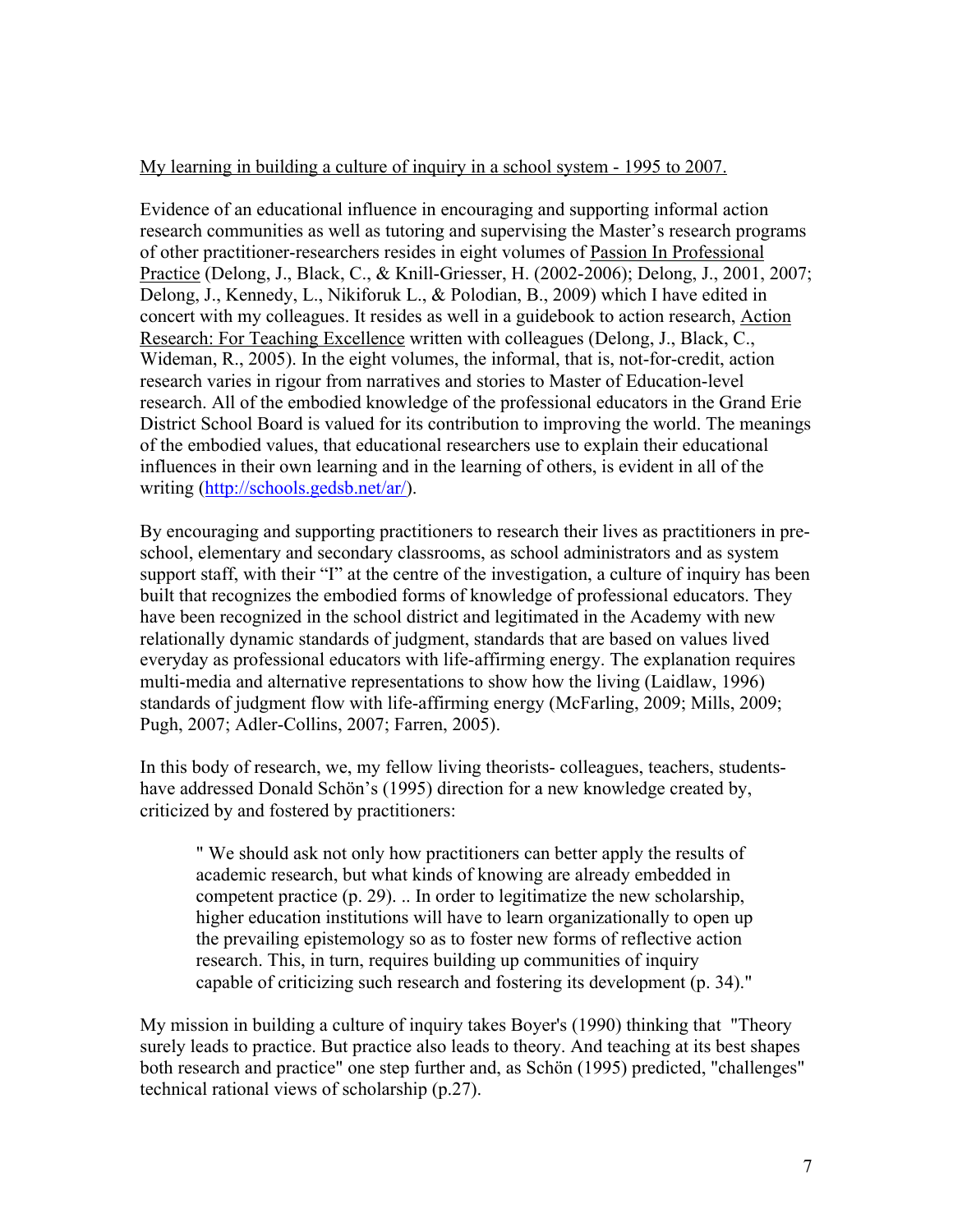<u>My learning in building a culture of inquiry in a school system - 1995 to 2007.</u>

Evidence of an educational influence in encouraging and supporting informal action research communities as well as tutoring and supervising the Master's research programs of other practitioner-researchers resides in eight volumes of <u>Passion In Professional Practice</u> (Delong, J., Black, C., & Knill-Griesser, H. (2002-2006); Delong, J., 2001, 2007; Delong, J., Kennedy, L., Nikiforuk L., & Polodian, B., 2009) which I have edited in concert with my colleagues. It resides as well in a guidebook to action research, <u>Action Research: For Teaching Excellence</u> written with colleagues (Delong, J., Black, C., Wideman, R., 2005). In the eight volumes, the informal, that is, not-for-credit, action research varies in rigour from narratives and stories to Master of Education-level research. All of the embodied knowledge of the professional educators in the Grand Erie District School Board is valued for its contribution to improving the world. The meanings of the embodied values, that educational researchers use to explain their educational influences in their own learning and in the learning of others, is evident in all of the writing (http://schools.gedsb.net/ar/).

By encouraging and supporting practitioners to research their lives as practitioners in pre-school, elementary and secondary classrooms, as school administrators and as system support staff, with their "I" at the centre of the investigation, a culture of inquiry has been built that recognizes the embodied forms of knowledge of professional educators. They have been recognized in the school district and legitimated in the Academy with new relationally dynamic standards of judgment, standards that are based on values lived everyday as professional educators with life-affirming energy. The explanation requires multi-media and alternative representations to show how the living (Laidlaw, 1996) standards of judgment flow with life-affirming energy (McFarling, 2009; Mills, 2009; Pugh, 2007; Adler-Collins, 2007; Farren, 2005).

In this body of research, we, my fellow living theorists- colleagues, teachers, students- have addressed Donald Schön's (1995) direction for a new knowledge created by, criticized by and fostered by practitioners:

> " We should ask not only how practitioners can better apply the results of academic research, but what kinds of knowing are already embedded in competent practice (p. 29). .. In order to legitimize the new scholarship, higher education institutions will have to learn organizationally to open up the prevailing epistemology so as to foster new forms of reflective action research. This, in turn, requires building up communities of inquiry capable of criticizing such research and fostering its development (p. 34)."

My mission in building a culture of inquiry takes Boyer's (1990) thinking that "Theory surely leads to practice. But practice also leads to theory. And teaching at its best shapes both research and practice" one step further and, as Schön (1995) predicted, "challenges" technical rational views of scholarship (p.27).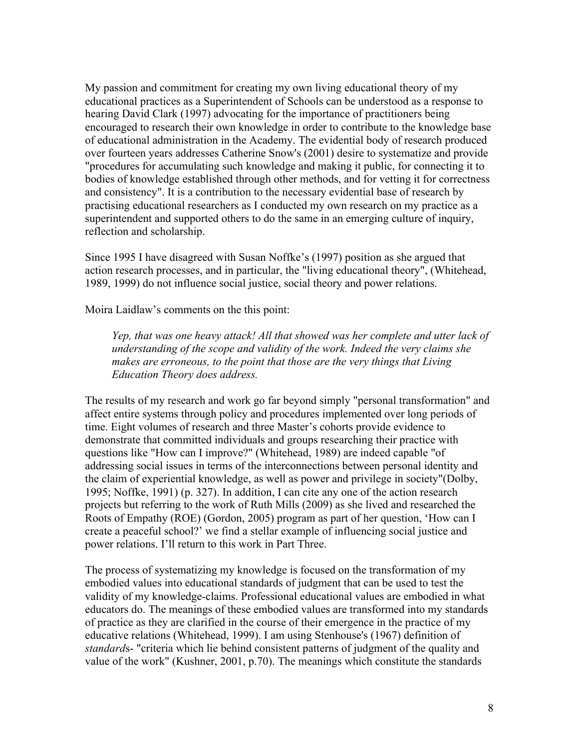My passion and commitment for creating my own living educational theory of my educational practices as a Superintendent of Schools can be understood as a response to hearing David Clark (1997) advocating for the importance of practitioners being encouraged to research their own knowledge in order to contribute to the knowledge base of educational administration in the Academy. The evidential body of research produced over fourteen years addresses Catherine Snow's (2001) desire to systematize and provide "procedures for accumulating such knowledge and making it public, for connecting it to bodies of knowledge established through other methods, and for vetting it for correctness and consistency". It is a contribution to the necessary evidential base of research by practising educational researchers as I conducted my own research on my practice as a superintendent and supported others to do the same in an emerging culture of inquiry, reflection and scholarship.

Since 1995 I have disagreed with Susan Noffke's (1997) position as she argued that action research processes, and in particular, the "living educational theory", (Whitehead, 1989, 1999) do not influence social justice, social theory and power relations.

Moira Laidlaw's comments on the this point:

> *Yep, that was one heavy attack! All that showed was her complete and utter lack of understanding of the scope and validity of the work. Indeed the very claims she makes are erroneous, to the point that those are the very things that Living Education Theory does address.*

The results of my research and work go far beyond simply "personal transformation" and affect entire systems through policy and procedures implemented over long periods of time. Eight volumes of research and three Master's cohorts provide evidence to demonstrate that committed individuals and groups researching their practice with questions like "How can I improve?" (Whitehead, 1989) are indeed capable "of addressing social issues in terms of the interconnections between personal identity and the claim of experiential knowledge, as well as power and privilege in society"(Dolby, 1995; Noffke, 1991) (p. 327). In addition, I can cite any one of the action research projects but referring to the work of Ruth Mills (2009) as she lived and researched the Roots of Empathy (ROE) (Gordon, 2005) program as part of her question, 'How can I create a peaceful school?' we find a stellar example of influencing social justice and power relations. I'll return to this work in Part Three.

The process of systematizing my knowledge is focused on the transformation of my embodied values into educational standards of judgment that can be used to test the validity of my knowledge-claims. Professional educational values are embodied in what educators do. The meanings of these embodied values are transformed into my standards of practice as they are clarified in the course of their emergence in the practice of my educative relations (Whitehead, 1999). I am using Stenhouse's (1967) definition of *standard*s- "criteria which lie behind consistent patterns of judgment of the quality and value of the work" (Kushner, 2001, p.70). The meanings which constitute the standards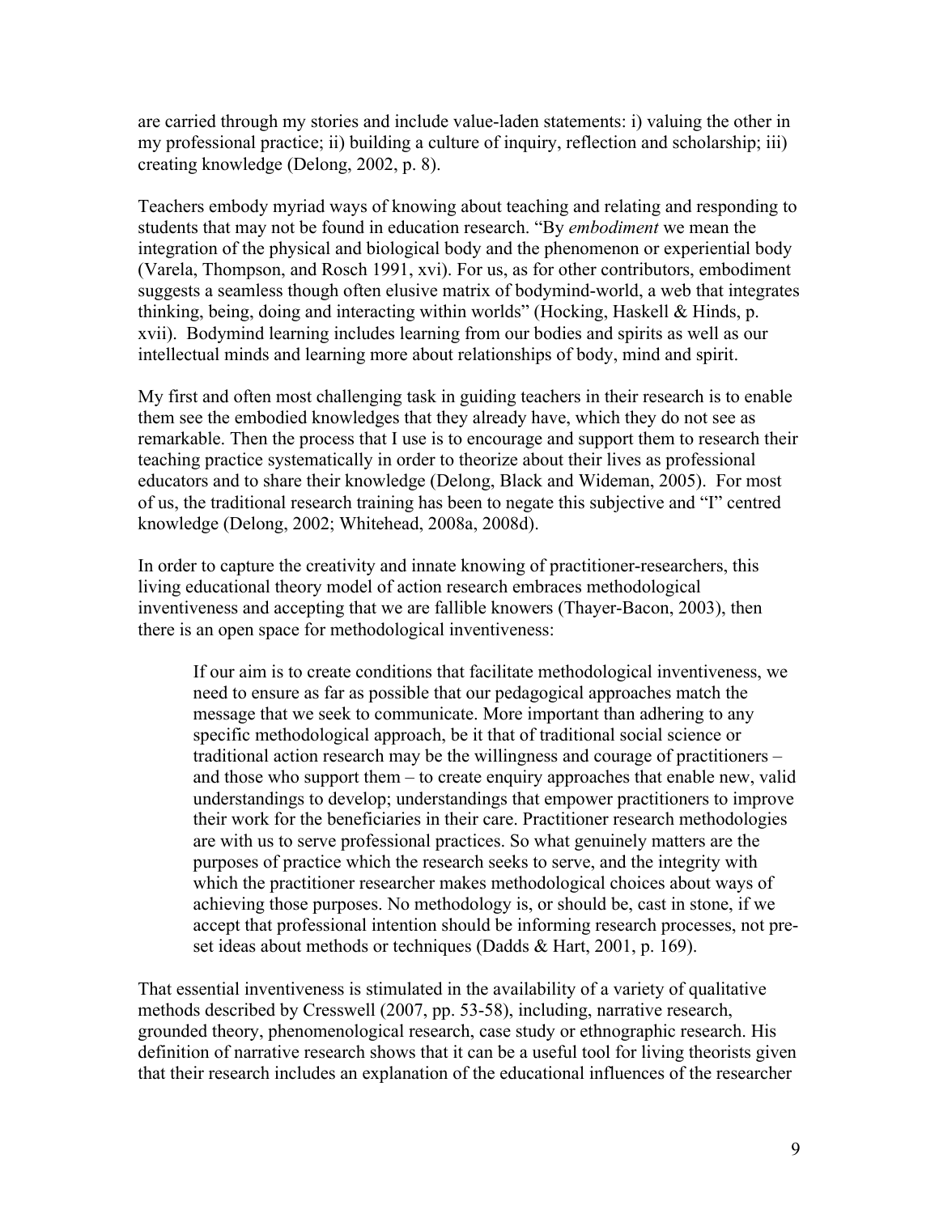are carried through my stories and include value-laden statements: i) valuing the other in my professional practice; ii) building a culture of inquiry, reflection and scholarship; iii) creating knowledge (Delong, 2002, p. 8).

Teachers embody myriad ways of knowing about teaching and relating and responding to students that may not be found in education research. "By *embodiment* we mean the integration of the physical and biological body and the phenomenon or experiential body (Varela, Thompson, and Rosch 1991, xvi). For us, as for other contributors, embodiment suggests a seamless though often elusive matrix of bodymind-world, a web that integrates thinking, being, doing and interacting within worlds" (Hocking, Haskell & Hinds, p. xvii). Bodymind learning includes learning from our bodies and spirits as well as our intellectual minds and learning more about relationships of body, mind and spirit.

My first and often most challenging task in guiding teachers in their research is to enable them see the embodied knowledges that they already have, which they do not see as remarkable. Then the process that I use is to encourage and support them to research their teaching practice systematically in order to theorize about their lives as professional educators and to share their knowledge (Delong, Black and Wideman, 2005). For most of us, the traditional research training has been to negate this subjective and "I" centred knowledge (Delong, 2002; Whitehead, 2008a, 2008d).

In order to capture the creativity and innate knowing of practitioner-researchers, this living educational theory model of action research embraces methodological inventiveness and accepting that we are fallible knowers (Thayer-Bacon, 2003), then there is an open space for methodological inventiveness:

> If our aim is to create conditions that facilitate methodological inventiveness, we need to ensure as far as possible that our pedagogical approaches match the message that we seek to communicate. More important than adhering to any specific methodological approach, be it that of traditional social science or traditional action research may be the willingness and courage of practitioners – and those who support them – to create enquiry approaches that enable new, valid understandings to develop; understandings that empower practitioners to improve their work for the beneficiaries in their care. Practitioner research methodologies are with us to serve professional practices. So what genuinely matters are the purposes of practice which the research seeks to serve, and the integrity with which the practitioner researcher makes methodological choices about ways of achieving those purposes. No methodology is, or should be, cast in stone, if we accept that professional intention should be informing research processes, not pre-set ideas about methods or techniques (Dadds & Hart, 2001, p. 169).

That essential inventiveness is stimulated in the availability of a variety of qualitative methods described by Cresswell (2007, pp. 53-58), including, narrative research, grounded theory, phenomenological research, case study or ethnographic research. His definition of narrative research shows that it can be a useful tool for living theorists given that their research includes an explanation of the educational influences of the researcher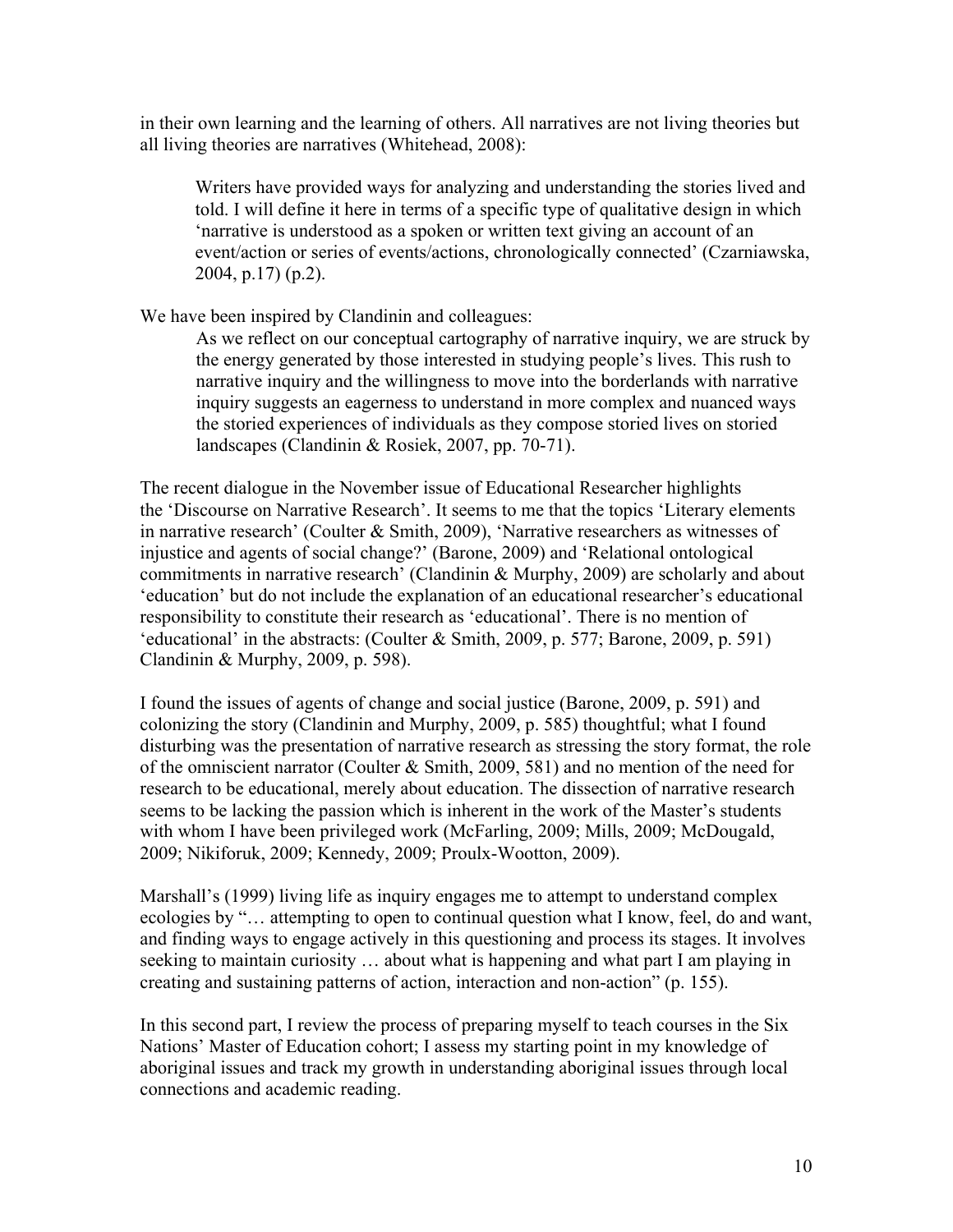in their own learning and the learning of others. All narratives are not living theories but all living theories are narratives (Whitehead, 2008):

> Writers have provided ways for analyzing and understanding the stories lived and told. I will define it here in terms of a specific type of qualitative design in which 'narrative is understood as a spoken or written text giving an account of an event/action or series of events/actions, chronologically connected' (Czarniawska, 2004, p.17) (p.2).

We have been inspired by Clandinin and colleagues:

> As we reflect on our conceptual cartography of narrative inquiry, we are struck by the energy generated by those interested in studying people's lives. This rush to narrative inquiry and the willingness to move into the borderlands with narrative inquiry suggests an eagerness to understand in more complex and nuanced ways the storied experiences of individuals as they compose storied lives on storied landscapes (Clandinin & Rosiek, 2007, pp. 70-71).

The recent dialogue in the November issue of Educational Researcher highlights the 'Discourse on Narrative Research'. It seems to me that the topics 'Literary elements in narrative research' (Coulter & Smith, 2009), 'Narrative researchers as witnesses of injustice and agents of social change?' (Barone, 2009) and 'Relational ontological commitments in narrative research' (Clandinin & Murphy, 2009) are scholarly and about 'education' but do not include the explanation of an educational researcher's educational responsibility to constitute their research as 'educational'. There is no mention of 'educational' in the abstracts: (Coulter & Smith, 2009, p. 577; Barone, 2009, p. 591) Clandinin & Murphy, 2009, p. 598).

I found the issues of agents of change and social justice (Barone, 2009, p. 591) and colonizing the story (Clandinin and Murphy, 2009, p. 585) thoughtful; what I found disturbing was the presentation of narrative research as stressing the story format, the role of the omniscient narrator (Coulter & Smith, 2009, 581) and no mention of the need for research to be educational, merely about education. The dissection of narrative research seems to be lacking the passion which is inherent in the work of the Master's students with whom I have been privileged work (McFarling, 2009; Mills, 2009; McDougald, 2009; Nikiforuk, 2009; Kennedy, 2009; Proulx-Wootton, 2009).

Marshall's (1999) living life as inquiry engages me to attempt to understand complex ecologies by "… attempting to open to continual question what I know, feel, do and want, and finding ways to engage actively in this questioning and process its stages. It involves seeking to maintain curiosity … about what is happening and what part I am playing in creating and sustaining patterns of action, interaction and non-action" (p. 155).

In this second part, I review the process of preparing myself to teach courses in the Six Nations' Master of Education cohort; I assess my starting point in my knowledge of aboriginal issues and track my growth in understanding aboriginal issues through local connections and academic reading.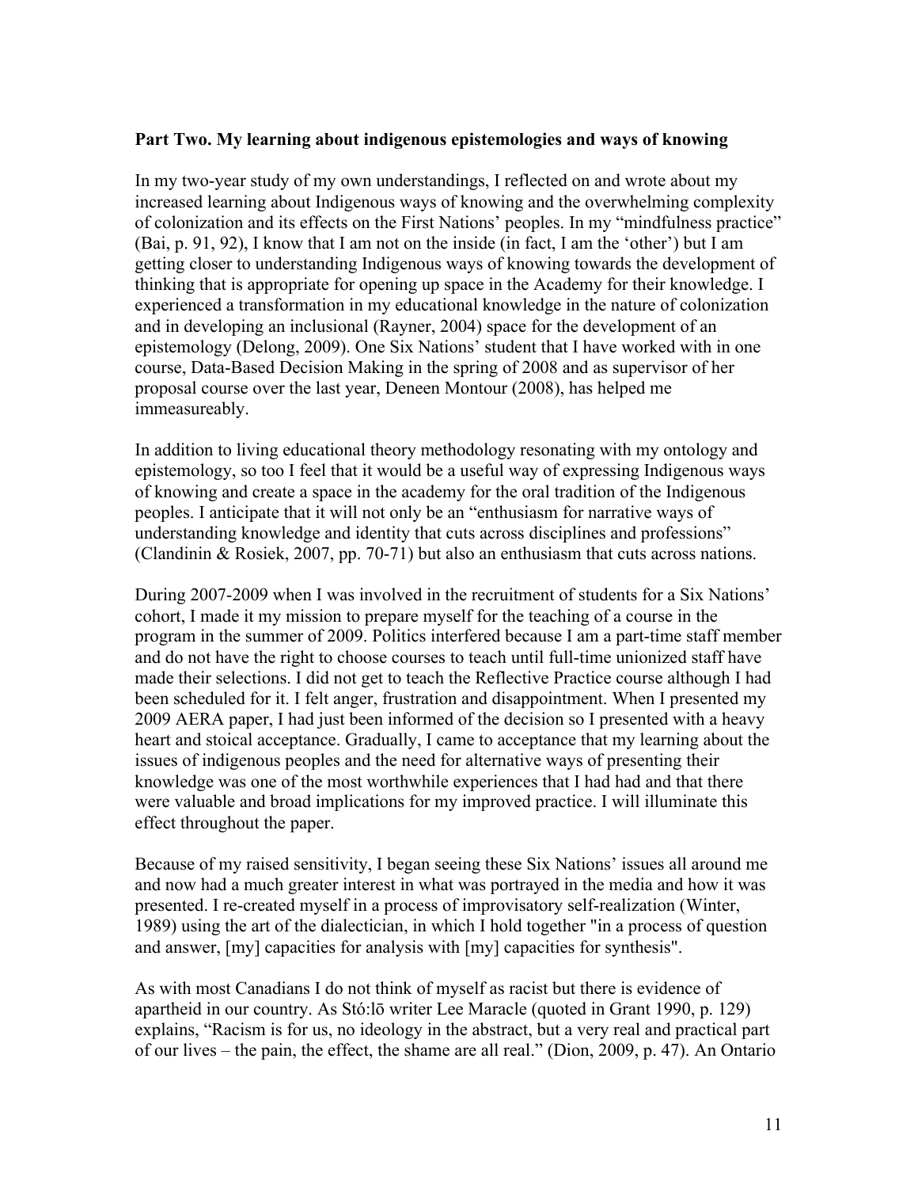**Part Two. My learning about indigenous epistemologies and ways of knowing**

In my two-year study of my own understandings, I reflected on and wrote about my increased learning about Indigenous ways of knowing and the overwhelming complexity of colonization and its effects on the First Nations' peoples. In my "mindfulness practice" (Bai, p. 91, 92), I know that I am not on the inside (in fact, I am the 'other') but I am getting closer to understanding Indigenous ways of knowing towards the development of thinking that is appropriate for opening up space in the Academy for their knowledge. I experienced a transformation in my educational knowledge in the nature of colonization and in developing an inclusional (Rayner, 2004) space for the development of an epistemology (Delong, 2009). One Six Nations' student that I have worked with in one course, Data-Based Decision Making in the spring of 2008 and as supervisor of her proposal course over the last year, Deneen Montour (2008), has helped me immeasureably.

In addition to living educational theory methodology resonating with my ontology and epistemology, so too I feel that it would be a useful way of expressing Indigenous ways of knowing and create a space in the academy for the oral tradition of the Indigenous peoples. I anticipate that it will not only be an "enthusiasm for narrative ways of understanding knowledge and identity that cuts across disciplines and professions" (Clandinin & Rosiek, 2007, pp. 70-71) but also an enthusiasm that cuts across nations.

During 2007-2009 when I was involved in the recruitment of students for a Six Nations' cohort, I made it my mission to prepare myself for the teaching of a course in the program in the summer of 2009. Politics interfered because I am a part-time staff member and do not have the right to choose courses to teach until full-time unionized staff have made their selections. I did not get to teach the Reflective Practice course although I had been scheduled for it. I felt anger, frustration and disappointment. When I presented my 2009 AERA paper, I had just been informed of the decision so I presented with a heavy heart and stoical acceptance. Gradually, I came to acceptance that my learning about the issues of indigenous peoples and the need for alternative ways of presenting their knowledge was one of the most worthwhile experiences that I had had and that there were valuable and broad implications for my improved practice. I will illuminate this effect throughout the paper.

Because of my raised sensitivity, I began seeing these Six Nations' issues all around me and now had a much greater interest in what was portrayed in the media and how it was presented. I re-created myself in a process of improvisatory self-realization (Winter, 1989) using the art of the dialectician, in which I hold together "in a process of question and answer, [my] capacities for analysis with [my] capacities for synthesis".

As with most Canadians I do not think of myself as racist but there is evidence of apartheid in our country. As Stó:lō writer Lee Maracle (quoted in Grant 1990, p. 129) explains, "Racism is for us, no ideology in the abstract, but a very real and practical part of our lives – the pain, the effect, the shame are all real." (Dion, 2009, p. 47). An Ontario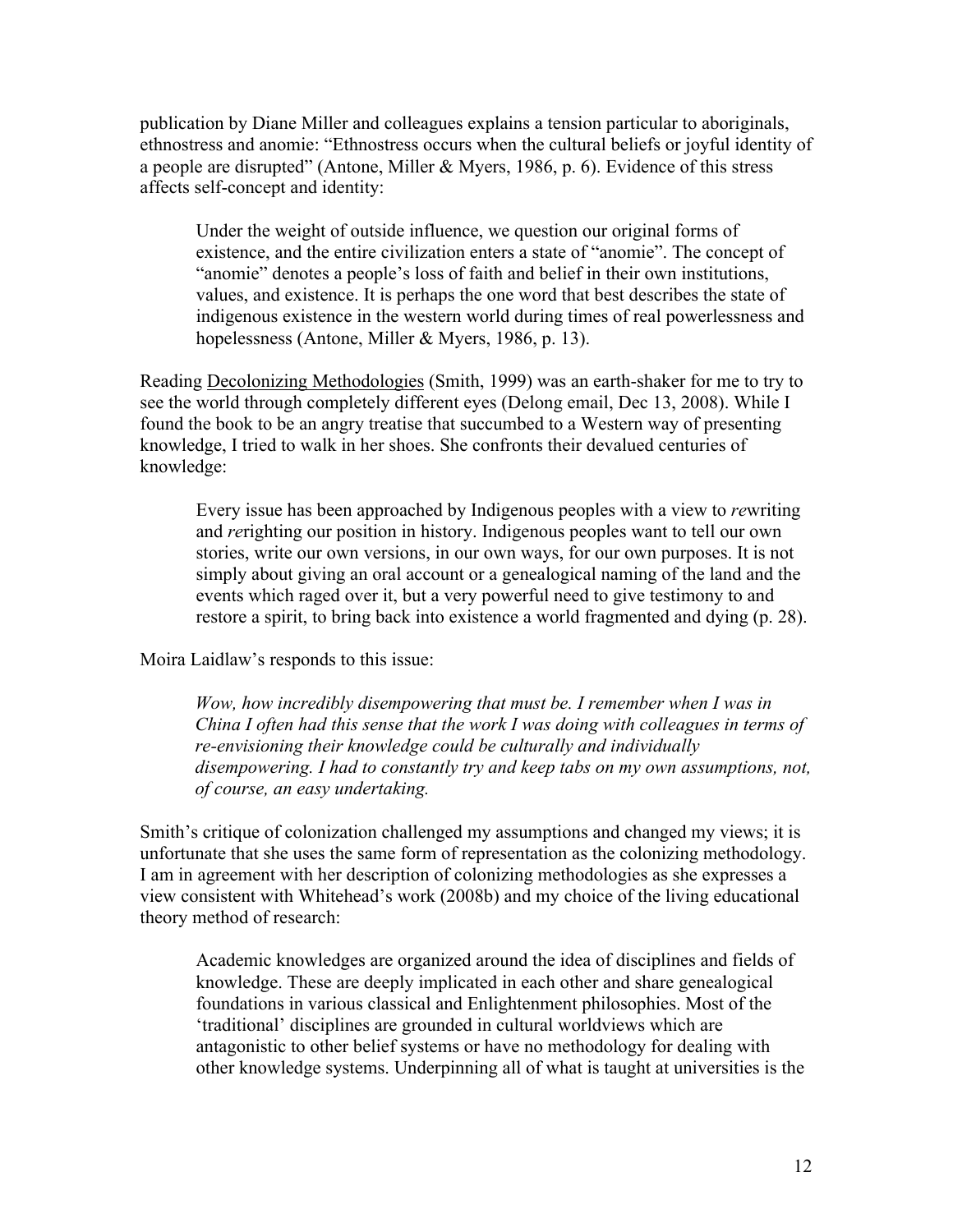publication by Diane Miller and colleagues explains a tension particular to aboriginals, ethnostress and anomie: "Ethnostress occurs when the cultural beliefs or joyful identity of a people are disrupted" (Antone, Miller & Myers, 1986, p. 6). Evidence of this stress affects self-concept and identity:

> Under the weight of outside influence, we question our original forms of existence, and the entire civilization enters a state of "anomie". The concept of "anomie" denotes a people's loss of faith and belief in their own institutions, values, and existence. It is perhaps the one word that best describes the state of indigenous existence in the western world during times of real powerlessness and hopelessness (Antone, Miller & Myers, 1986, p. 13).

Reading <u>Decolonizing Methodologies</u> (Smith, 1999) was an earth-shaker for me to try to see the world through completely different eyes (Delong email, Dec 13, 2008). While I found the book to be an angry treatise that succumbed to a Western way of presenting knowledge, I tried to walk in her shoes. She confronts their devalued centuries of knowledge:

> Every issue has been approached by Indigenous peoples with a view to *re*writing and *re*righting our position in history. Indigenous peoples want to tell our own stories, write our own versions, in our own ways, for our own purposes. It is not simply about giving an oral account or a genealogical naming of the land and the events which raged over it, but a very powerful need to give testimony to and restore a spirit, to bring back into existence a world fragmented and dying (p. 28).

Moira Laidlaw's responds to this issue:

> *Wow, how incredibly disempowering that must be. I remember when I was in China I often had this sense that the work I was doing with colleagues in terms of re-envisioning their knowledge could be culturally and individually disempowering. I had to constantly try and keep tabs on my own assumptions, not, of course, an easy undertaking.*

Smith's critique of colonization challenged my assumptions and changed my views; it is unfortunate that she uses the same form of representation as the colonizing methodology. I am in agreement with her description of colonizing methodologies as she expresses a view consistent with Whitehead's work (2008b) and my choice of the living educational theory method of research:

> Academic knowledges are organized around the idea of disciplines and fields of knowledge. These are deeply implicated in each other and share genealogical foundations in various classical and Enlightenment philosophies. Most of the 'traditional' disciplines are grounded in cultural worldviews which are antagonistic to other belief systems or have no methodology for dealing with other knowledge systems. Underpinning all of what is taught at universities is the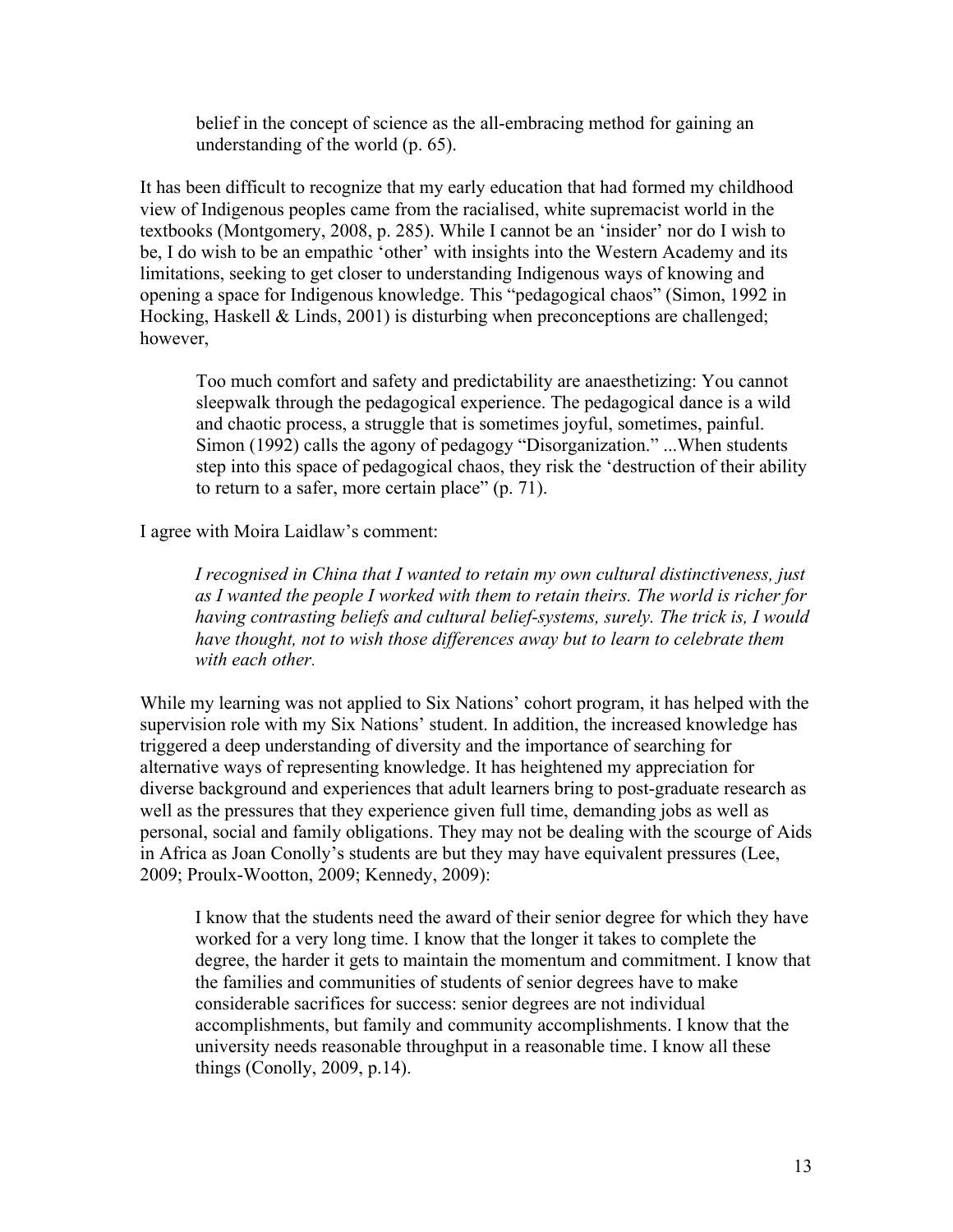> belief in the concept of science as the all-embracing method for gaining an understanding of the world (p. 65).

It has been difficult to recognize that my early education that had formed my childhood view of Indigenous peoples came from the racialised, white supremacist world in the textbooks (Montgomery, 2008, p. 285). While I cannot be an 'insider' nor do I wish to be, I do wish to be an empathic 'other' with insights into the Western Academy and its limitations, seeking to get closer to understanding Indigenous ways of knowing and opening a space for Indigenous knowledge. This "pedagogical chaos" (Simon, 1992 in Hocking, Haskell & Linds, 2001) is disturbing when preconceptions are challenged; however,

> Too much comfort and safety and predictability are anaesthetizing: You cannot sleepwalk through the pedagogical experience. The pedagogical dance is a wild and chaotic process, a struggle that is sometimes joyful, sometimes, painful. Simon (1992) calls the agony of pedagogy "Disorganization." ...When students step into this space of pedagogical chaos, they risk the 'destruction of their ability to return to a safer, more certain place" (p. 71).

I agree with Moira Laidlaw's comment:

> *I recognised in China that I wanted to retain my own cultural distinctiveness, just as I wanted the people I worked with them to retain theirs. The world is richer for having contrasting beliefs and cultural belief-systems, surely. The trick is, I would have thought, not to wish those differences away but to learn to celebrate them with each other.*

While my learning was not applied to Six Nations' cohort program, it has helped with the supervision role with my Six Nations' student. In addition, the increased knowledge has triggered a deep understanding of diversity and the importance of searching for alternative ways of representing knowledge. It has heightened my appreciation for diverse background and experiences that adult learners bring to post-graduate research as well as the pressures that they experience given full time, demanding jobs as well as personal, social and family obligations. They may not be dealing with the scourge of Aids in Africa as Joan Conolly's students are but they may have equivalent pressures (Lee, 2009; Proulx-Wootton, 2009; Kennedy, 2009):

> I know that the students need the award of their senior degree for which they have worked for a very long time. I know that the longer it takes to complete the degree, the harder it gets to maintain the momentum and commitment. I know that the families and communities of students of senior degrees have to make considerable sacrifices for success: senior degrees are not individual accomplishments, but family and community accomplishments. I know that the university needs reasonable throughput in a reasonable time. I know all these things (Conolly, 2009, p.14).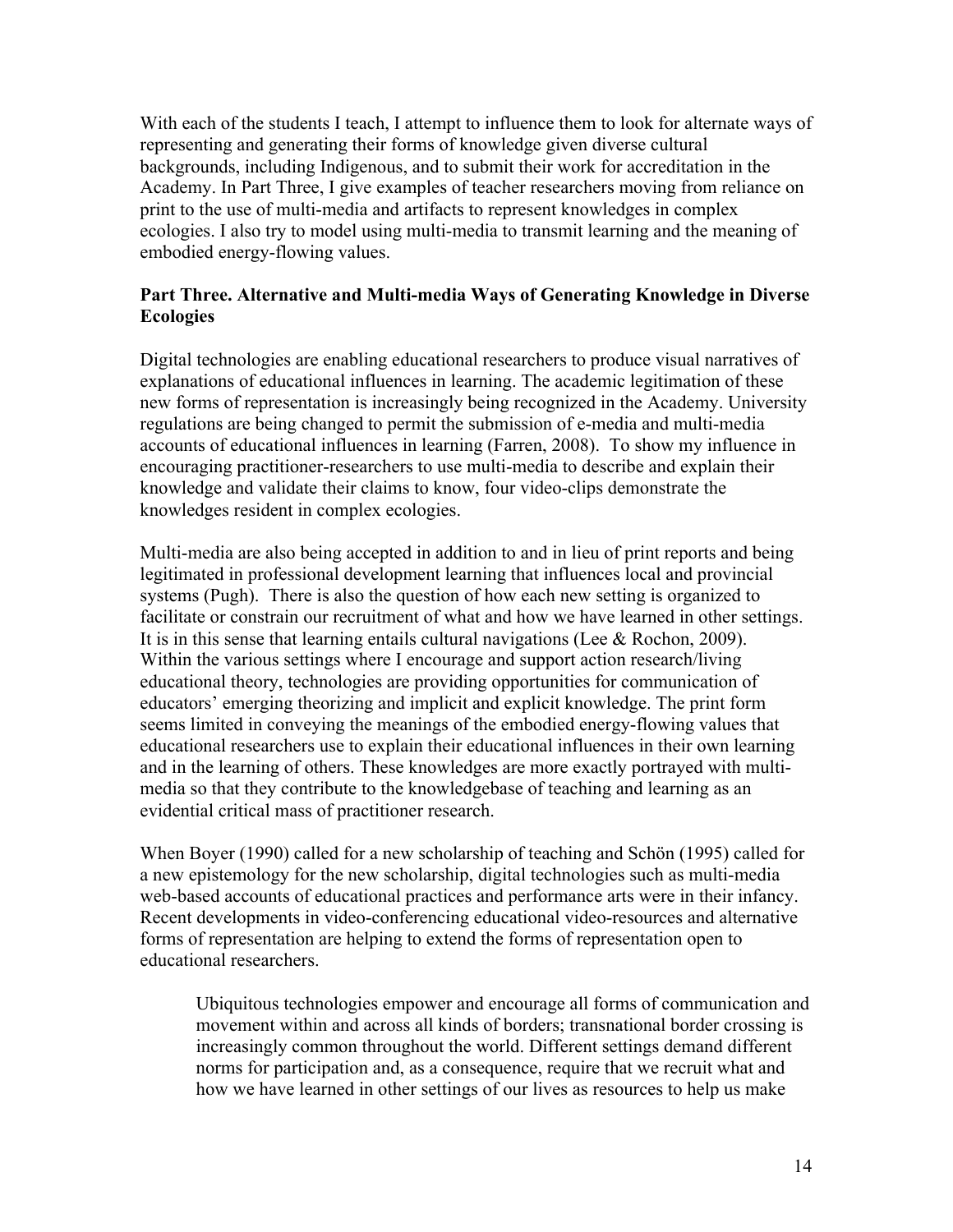With each of the students I teach, I attempt to influence them to look for alternate ways of representing and generating their forms of knowledge given diverse cultural backgrounds, including Indigenous, and to submit their work for accreditation in the Academy. In Part Three, I give examples of teacher researchers moving from reliance on print to the use of multi-media and artifacts to represent knowledges in complex ecologies. I also try to model using multi-media to transmit learning and the meaning of embodied energy-flowing values.

**Part Three. Alternative and Multi-media Ways of Generating Knowledge in Diverse Ecologies**

Digital technologies are enabling educational researchers to produce visual narratives of explanations of educational influences in learning. The academic legitimation of these new forms of representation is increasingly being recognized in the Academy. University regulations are being changed to permit the submission of e-media and multi-media accounts of educational influences in learning (Farren, 2008). To show my influence in encouraging practitioner-researchers to use multi-media to describe and explain their knowledge and validate their claims to know, four video-clips demonstrate the knowledges resident in complex ecologies.

Multi-media are also being accepted in addition to and in lieu of print reports and being legitimated in professional development learning that influences local and provincial systems (Pugh). There is also the question of how each new setting is organized to facilitate or constrain our recruitment of what and how we have learned in other settings. It is in this sense that learning entails cultural navigations (Lee & Rochon, 2009). Within the various settings where I encourage and support action research/living educational theory, technologies are providing opportunities for communication of educators' emerging theorizing and implicit and explicit knowledge. The print form seems limited in conveying the meanings of the embodied energy-flowing values that educational researchers use to explain their educational influences in their own learning and in the learning of others. These knowledges are more exactly portrayed with multi-media so that they contribute to the knowledgebase of teaching and learning as an evidential critical mass of practitioner research.

When Boyer (1990) called for a new scholarship of teaching and Schön (1995) called for a new epistemology for the new scholarship, digital technologies such as multi-media web-based accounts of educational practices and performance arts were in their infancy. Recent developments in video-conferencing educational video-resources and alternative forms of representation are helping to extend the forms of representation open to educational researchers.

> Ubiquitous technologies empower and encourage all forms of communication and movement within and across all kinds of borders; transnational border crossing is increasingly common throughout the world. Different settings demand different norms for participation and, as a consequence, require that we recruit what and how we have learned in other settings of our lives as resources to help us make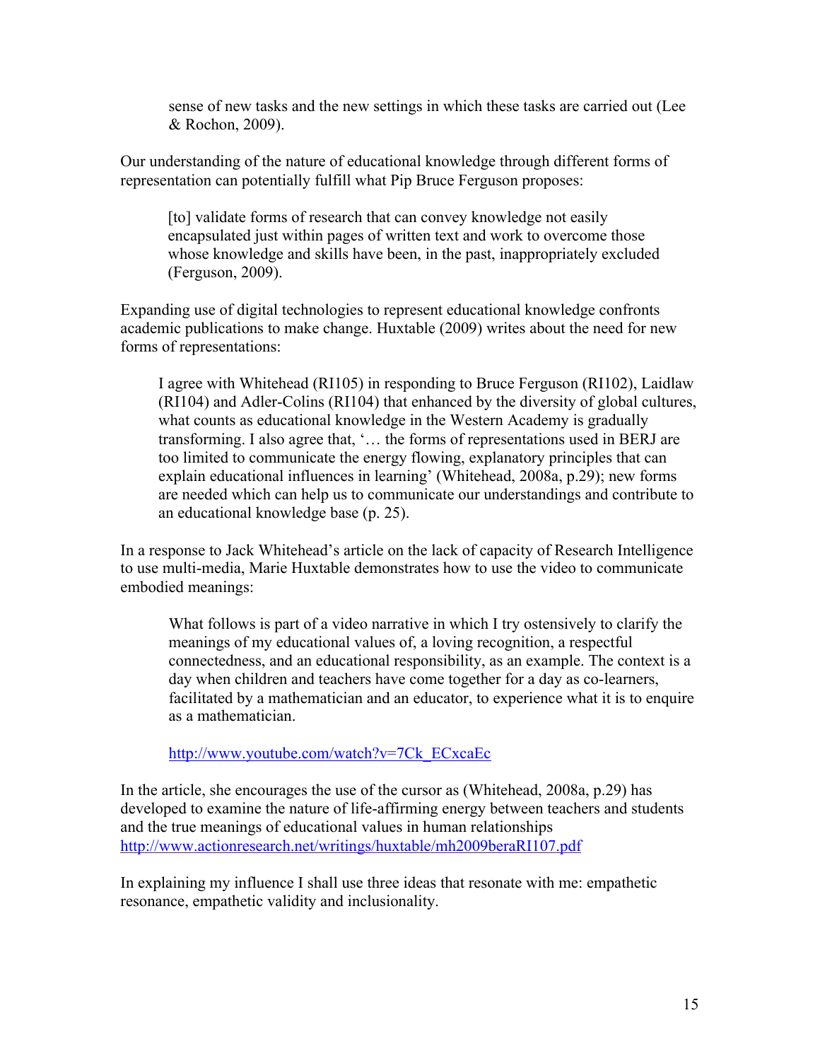> sense of new tasks and the new settings in which these tasks are carried out (Lee & Rochon, 2009).

Our understanding of the nature of educational knowledge through different forms of representation can potentially fulfill what Pip Bruce Ferguson proposes:

> [to] validate forms of research that can convey knowledge not easily encapsulated just within pages of written text and work to overcome those whose knowledge and skills have been, in the past, inappropriately excluded (Ferguson, 2009).

Expanding use of digital technologies to represent educational knowledge confronts academic publications to make change. Huxtable (2009) writes about the need for new forms of representations:

> I agree with Whitehead (RI105) in responding to Bruce Ferguson (RI102), Laidlaw (RI104) and Adler-Colins (RI104) that enhanced by the diversity of global cultures, what counts as educational knowledge in the Western Academy is gradually transforming. I also agree that, '… the forms of representations used in BERJ are too limited to communicate the energy flowing, explanatory principles that can explain educational influences in learning' (Whitehead, 2008a, p.29); new forms are needed which can help us to communicate our understandings and contribute to an educational knowledge base (p. 25).

In a response to Jack Whitehead's article on the lack of capacity of Research Intelligence to use multi-media, Marie Huxtable demonstrates how to use the video to communicate embodied meanings:

> What follows is part of a video narrative in which I try ostensively to clarify the meanings of my educational values of, a loving recognition, a respectful connectedness, and an educational responsibility, as an example. The context is a day when children and teachers have come together for a day as co-learners, facilitated by a mathematician and an educator, to experience what it is to enquire as a mathematician.
>
> http://www.youtube.com/watch?v=7Ck_ECxcaEc

In the article, she encourages the use of the cursor as (Whitehead, 2008a, p.29) has developed to examine the nature of life-affirming energy between teachers and students and the true meanings of educational values in human relationships http://www.actionresearch.net/writings/huxtable/mh2009beraRI107.pdf

In explaining my influence I shall use three ideas that resonate with me: empathetic resonance, empathetic validity and inclusionality.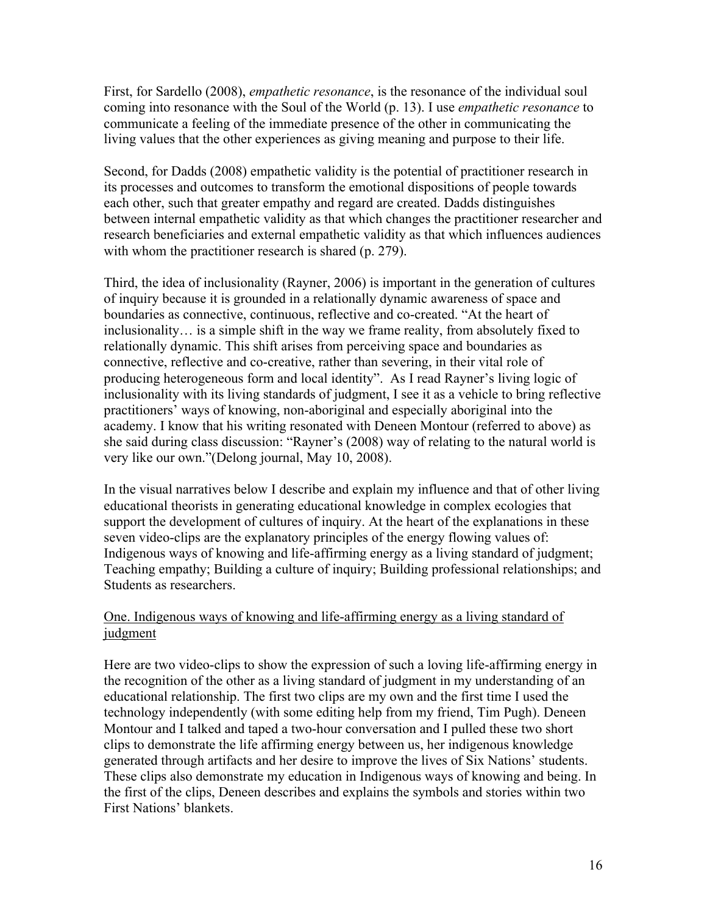First, for Sardello (2008), *empathetic resonance*, is the resonance of the individual soul coming into resonance with the Soul of the World (p. 13). I use *empathetic resonance* to communicate a feeling of the immediate presence of the other in communicating the living values that the other experiences as giving meaning and purpose to their life.

Second, for Dadds (2008) empathetic validity is the potential of practitioner research in its processes and outcomes to transform the emotional dispositions of people towards each other, such that greater empathy and regard are created. Dadds distinguishes between internal empathetic validity as that which changes the practitioner researcher and research beneficiaries and external empathetic validity as that which influences audiences with whom the practitioner research is shared (p. 279).

Third, the idea of inclusionality (Rayner, 2006) is important in the generation of cultures of inquiry because it is grounded in a relationally dynamic awareness of space and boundaries as connective, continuous, reflective and co-created. "At the heart of inclusionality… is a simple shift in the way we frame reality, from absolutely fixed to relationally dynamic. This shift arises from perceiving space and boundaries as connective, reflective and co-creative, rather than severing, in their vital role of producing heterogeneous form and local identity". As I read Rayner's living logic of inclusionality with its living standards of judgment, I see it as a vehicle to bring reflective practitioners' ways of knowing, non-aboriginal and especially aboriginal into the academy. I know that his writing resonated with Deneen Montour (referred to above) as she said during class discussion: "Rayner's (2008) way of relating to the natural world is very like our own."(Delong journal, May 10, 2008).

In the visual narratives below I describe and explain my influence and that of other living educational theorists in generating educational knowledge in complex ecologies that support the development of cultures of inquiry. At the heart of the explanations in these seven video-clips are the explanatory principles of the energy flowing values of: Indigenous ways of knowing and life-affirming energy as a living standard of judgment; Teaching empathy; Building a culture of inquiry; Building professional relationships; and Students as researchers.

<u>One. Indigenous ways of knowing and life-affirming energy as a living standard of judgment</u>

Here are two video-clips to show the expression of such a loving life-affirming energy in the recognition of the other as a living standard of judgment in my understanding of an educational relationship. The first two clips are my own and the first time I used the technology independently (with some editing help from my friend, Tim Pugh). Deneen Montour and I talked and taped a two-hour conversation and I pulled these two short clips to demonstrate the life affirming energy between us, her indigenous knowledge generated through artifacts and her desire to improve the lives of Six Nations' students. These clips also demonstrate my education in Indigenous ways of knowing and being. In the first of the clips, Deneen describes and explains the symbols and stories within two First Nations' blankets.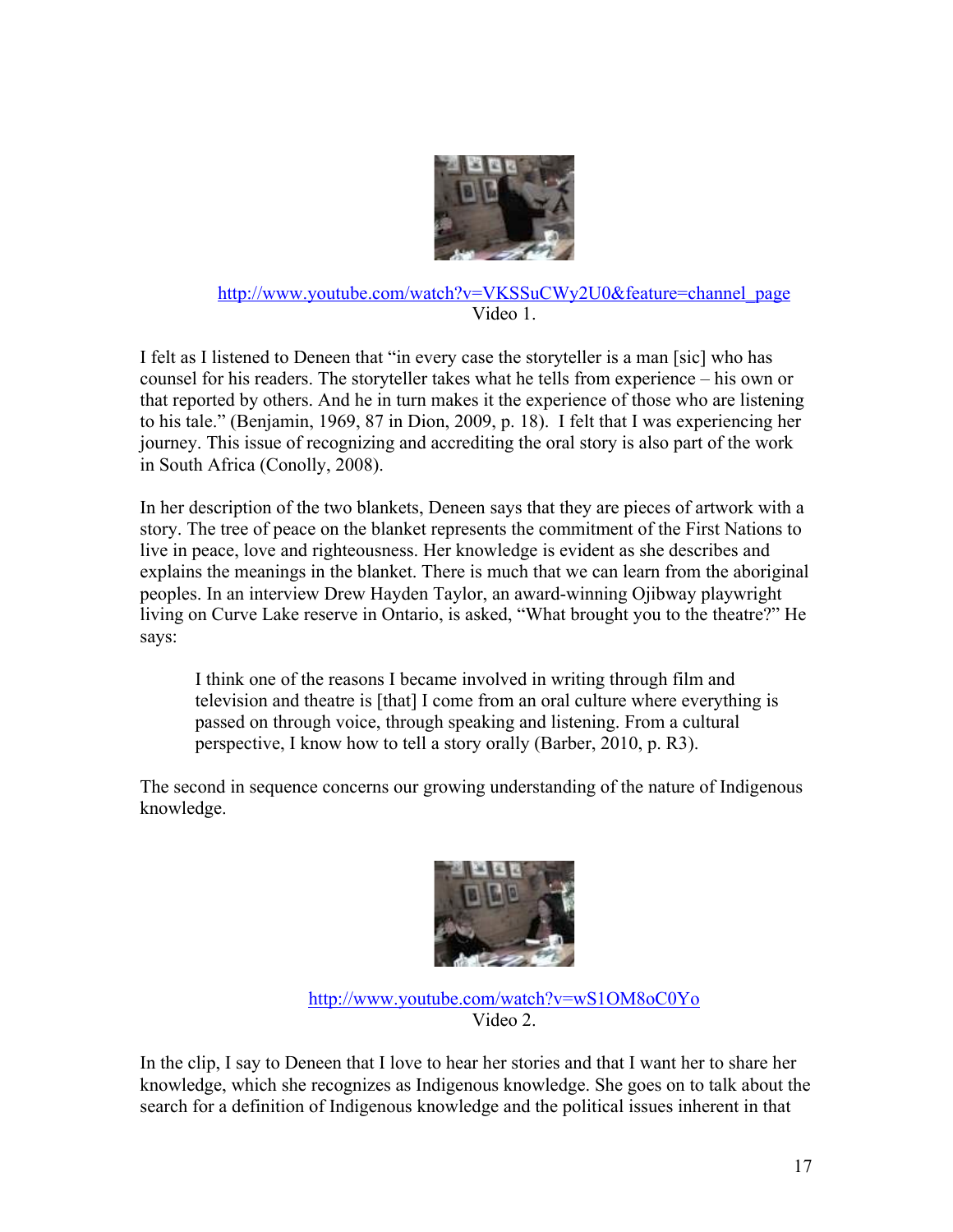http://www.youtube.com/watch?v=VKSSuCWy2U0&feature=channel_page
Video 1.

I felt as I listened to Deneen that "in every case the storyteller is a man [sic] who has counsel for his readers. The storyteller takes what he tells from experience – his own or that reported by others. And he in turn makes it the experience of those who are listening to his tale." (Benjamin, 1969, 87 in Dion, 2009, p. 18). I felt that I was experiencing her journey. This issue of recognizing and accrediting the oral story is also part of the work in South Africa (Conolly, 2008).

In her description of the two blankets, Deneen says that they are pieces of artwork with a story. The tree of peace on the blanket represents the commitment of the First Nations to live in peace, love and righteousness. Her knowledge is evident as she describes and explains the meanings in the blanket. There is much that we can learn from the aboriginal peoples. In an interview Drew Hayden Taylor, an award-winning Ojibway playwright living on Curve Lake reserve in Ontario, is asked, "What brought you to the theatre?" He says:

> I think one of the reasons I became involved in writing through film and television and theatre is [that] I come from an oral culture where everything is passed on through voice, through speaking and listening. From a cultural perspective, I know how to tell a story orally (Barber, 2010, p. R3).

The second in sequence concerns our growing understanding of the nature of Indigenous knowledge.

http://www.youtube.com/watch?v=wS1OM8oC0Yo
Video 2.

In the clip, I say to Deneen that I love to hear her stories and that I want her to share her knowledge, which she recognizes as Indigenous knowledge. She goes on to talk about the search for a definition of Indigenous knowledge and the political issues inherent in that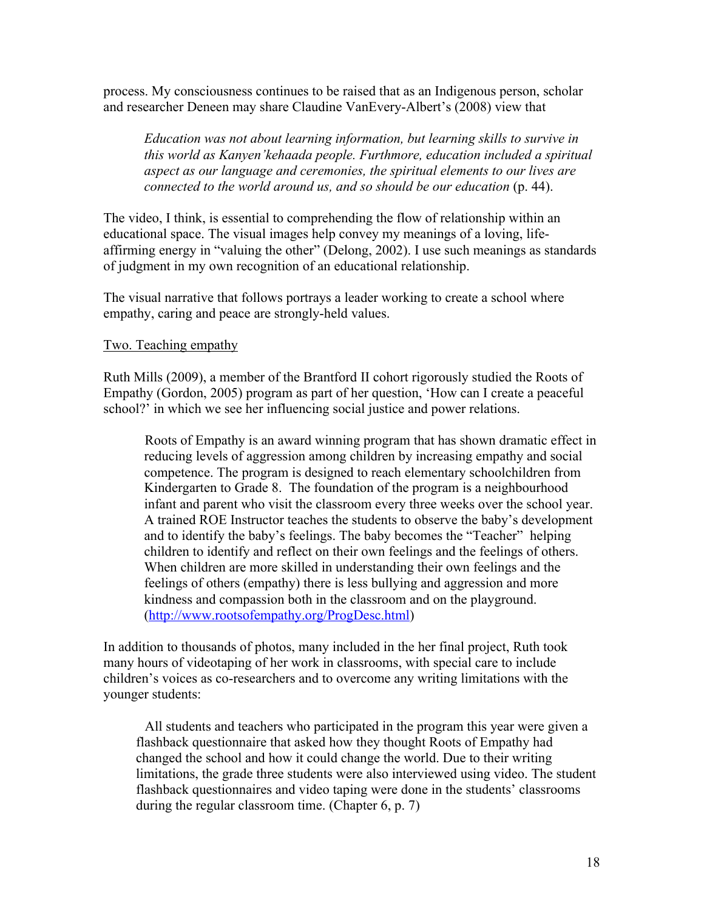process. My consciousness continues to be raised that as an Indigenous person, scholar and researcher Deneen may share Claudine VanEvery-Albert's (2008) view that

> *Education was not about learning information, but learning skills to survive in this world as Kanyen'kehaada people. Furthermore, education included a spiritual aspect as our language and ceremonies, the spiritual elements to our lives are connected to the world around us, and so should be our education* (p. 44).

The video, I think, is essential to comprehending the flow of relationship within an educational space. The visual images help convey my meanings of a loving, life-affirming energy in "valuing the other" (Delong, 2002). I use such meanings as standards of judgment in my own recognition of an educational relationship.

The visual narrative that follows portrays a leader working to create a school where empathy, caring and peace are strongly-held values.

Two. Teaching empathy

Ruth Mills (2009), a member of the Brantford II cohort rigorously studied the Roots of Empathy (Gordon, 2005) program as part of her question, 'How can I create a peaceful school?' in which we see her influencing social justice and power relations.

> Roots of Empathy is an award winning program that has shown dramatic effect in reducing levels of aggression among children by increasing empathy and social competence. The program is designed to reach elementary schoolchildren from Kindergarten to Grade 8. The foundation of the program is a neighbourhood infant and parent who visit the classroom every three weeks over the school year. A trained ROE Instructor teaches the students to observe the baby's development and to identify the baby's feelings. The baby becomes the "Teacher" helping children to identify and reflect on their own feelings and the feelings of others. When children are more skilled in understanding their own feelings and the feelings of others (empathy) there is less bullying and aggression and more kindness and compassion both in the classroom and on the playground. (http://www.rootsofempathy.org/ProgDesc.html)

In addition to thousands of photos, many included in the her final project, Ruth took many hours of videotaping of her work in classrooms, with special care to include children's voices as co-researchers and to overcome any writing limitations with the younger students:

> All students and teachers who participated in the program this year were given a flashback questionnaire that asked how they thought Roots of Empathy had changed the school and how it could change the world. Due to their writing limitations, the grade three students were also interviewed using video. The student flashback questionnaires and video taping were done in the students' classrooms during the regular classroom time. (Chapter 6, p. 7)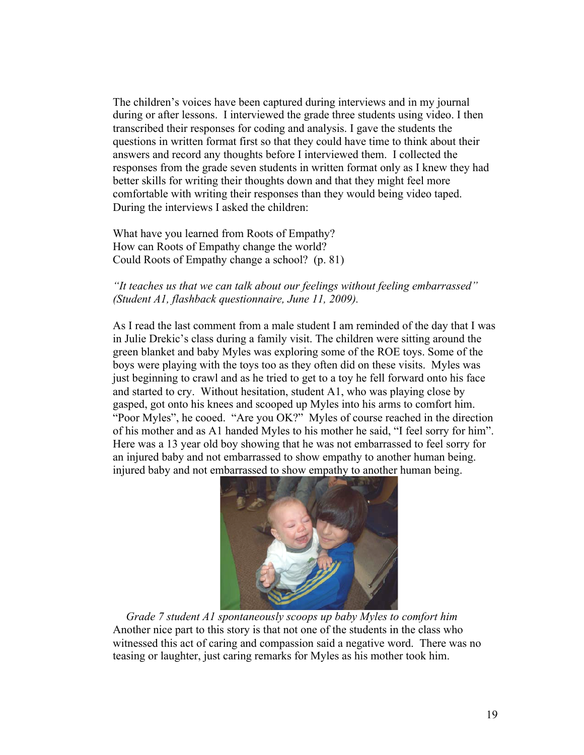The children's voices have been captured during interviews and in my journal during or after lessons. I interviewed the grade three students using video. I then transcribed their responses for coding and analysis. I gave the students the questions in written format first so that they could have time to think about their answers and record any thoughts before I interviewed them. I collected the responses from the grade seven students in written format only as I knew they had better skills for writing their thoughts down and that they might feel more comfortable with writing their responses than they would being video taped. During the interviews I asked the children:

What have you learned from Roots of Empathy?
How can Roots of Empathy change the world?
Could Roots of Empathy change a school? (p. 81)

*"It teaches us that we can talk about our feelings without feeling embarrassed" (Student A1, flashback questionnaire, June 11, 2009).*

As I read the last comment from a male student I am reminded of the day that I was in Julie Drekic's class during a family visit. The children were sitting around the green blanket and baby Myles was exploring some of the ROE toys. Some of the boys were playing with the toys too as they often did on these visits. Myles was just beginning to crawl and as he tried to get to a toy he fell forward onto his face and started to cry. Without hesitation, student A1, who was playing close by gasped, got onto his knees and scooped up Myles into his arms to comfort him. "Poor Myles", he cooed. "Are you OK?" Myles of course reached in the direction of his mother and as A1 handed Myles to his mother he said, "I feel sorry for him". Here was a 13 year old boy showing that he was not embarrassed to feel sorry for an injured baby and not embarrassed to show empathy to another human being. injured baby and not embarrassed to show empathy to another human being.

*Grade 7 student A1 spontaneously scoops up baby Myles to comfort him*

Another nice part to this story is that not one of the students in the class who witnessed this act of caring and compassion said a negative word. There was no teasing or laughter, just caring remarks for Myles as his mother took him.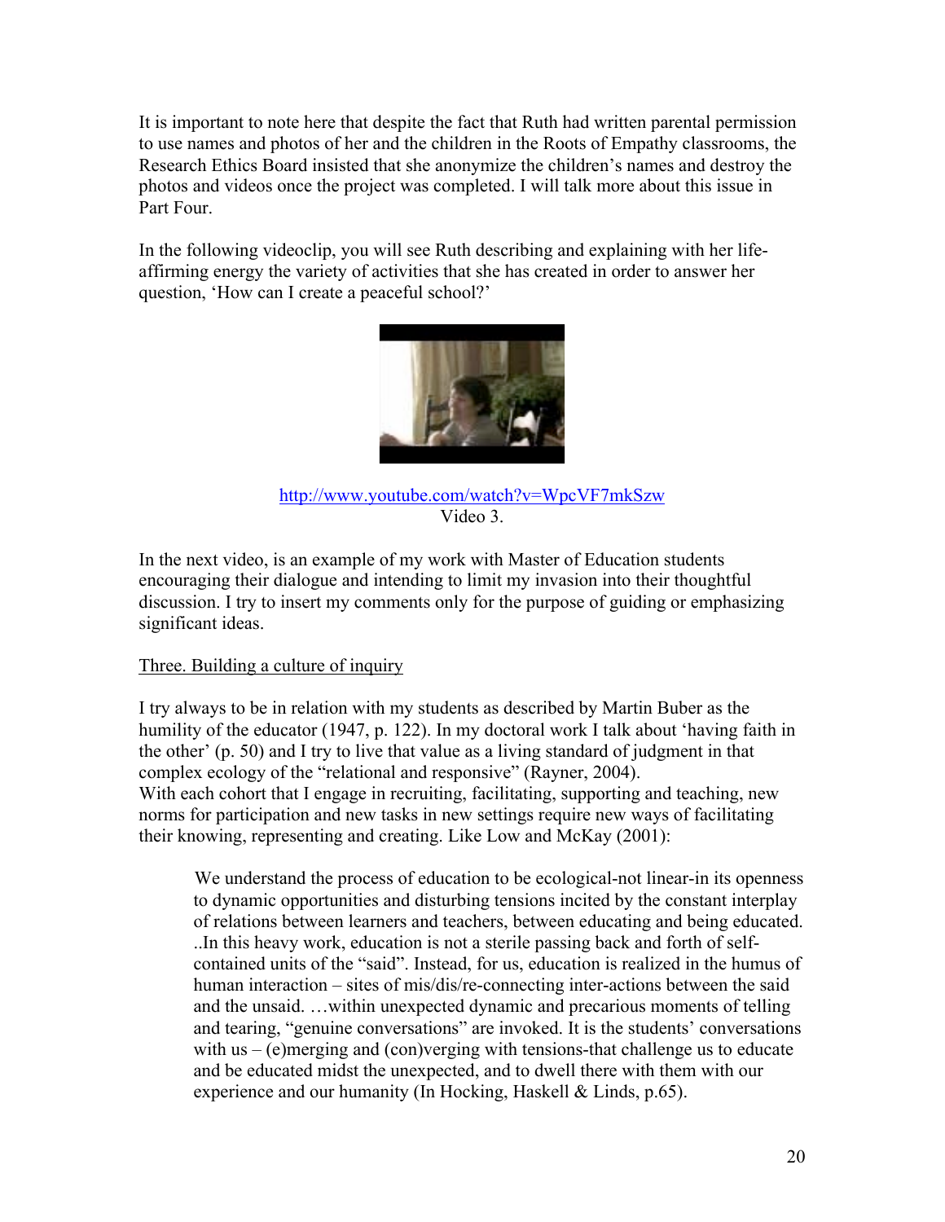It is important to note here that despite the fact that Ruth had written parental permission to use names and photos of her and the children in the Roots of Empathy classrooms, the Research Ethics Board insisted that she anonymize the children's names and destroy the photos and videos once the project was completed. I will talk more about this issue in Part Four.

In the following videoclip, you will see Ruth describing and explaining with her life-affirming energy the variety of activities that she has created in order to answer her question, 'How can I create a peaceful school?'

http://www.youtube.com/watch?v=WpcVF7mkSzw
Video 3.

In the next video, is an example of my work with Master of Education students encouraging their dialogue and intending to limit my invasion into their thoughtful discussion. I try to insert my comments only for the purpose of guiding or emphasizing significant ideas.

Three. Building a culture of inquiry

I try always to be in relation with my students as described by Martin Buber as the humility of the educator (1947, p. 122). In my doctoral work I talk about 'having faith in the other' (p. 50) and I try to live that value as a living standard of judgment in that complex ecology of the "relational and responsive" (Rayner, 2004).
With each cohort that I engage in recruiting, facilitating, supporting and teaching, new norms for participation and new tasks in new settings require new ways of facilitating their knowing, representing and creating. Like Low and McKay (2001):

> We understand the process of education to be ecological-not linear-in its openness to dynamic opportunities and disturbing tensions incited by the constant interplay of relations between learners and teachers, between educating and being educated. ..In this heavy work, education is not a sterile passing back and forth of self-contained units of the "said". Instead, for us, education is realized in the humus of human interaction – sites of mis/dis/re-connecting inter-actions between the said and the unsaid. …within unexpected dynamic and precarious moments of telling and tearing, "genuine conversations" are invoked. It is the students' conversations with us – (e)merging and (con)verging with tensions-that challenge us to educate and be educated midst the unexpected, and to dwell there with them with our experience and our humanity (In Hocking, Haskell & Linds, p.65).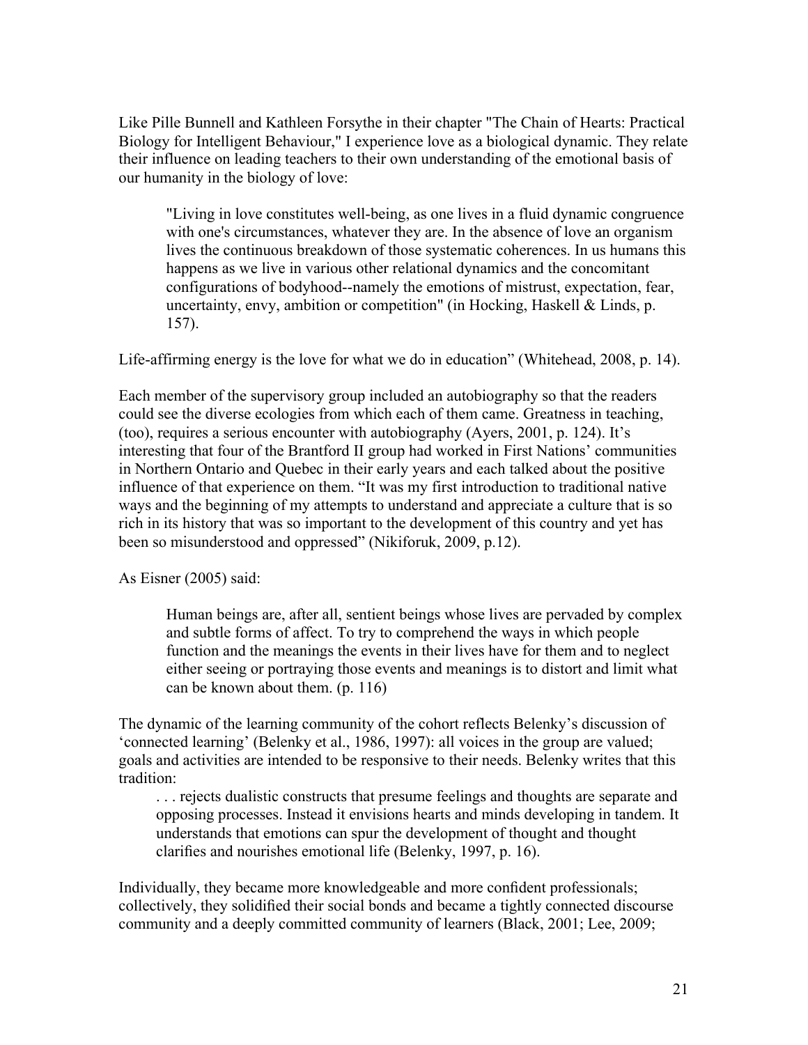Like Pille Bunnell and Kathleen Forsythe in their chapter "The Chain of Hearts: Practical Biology for Intelligent Behaviour," I experience love as a biological dynamic. They relate their influence on leading teachers to their own understanding of the emotional basis of our humanity in the biology of love:

> "Living in love constitutes well-being, as one lives in a fluid dynamic congruence with one's circumstances, whatever they are. In the absence of love an organism lives the continuous breakdown of those systematic coherences. In us humans this happens as we live in various other relational dynamics and the concomitant configurations of bodyhood--namely the emotions of mistrust, expectation, fear, uncertainty, envy, ambition or competition" (in Hocking, Haskell & Linds, p. 157).

Life-affirming energy is the love for what we do in education" (Whitehead, 2008, p. 14).

Each member of the supervisory group included an autobiography so that the readers could see the diverse ecologies from which each of them came. Greatness in teaching, (too), requires a serious encounter with autobiography (Ayers, 2001, p. 124). It's interesting that four of the Brantford II group had worked in First Nations' communities in Northern Ontario and Quebec in their early years and each talked about the positive influence of that experience on them. "It was my first introduction to traditional native ways and the beginning of my attempts to understand and appreciate a culture that is so rich in its history that was so important to the development of this country and yet has been so misunderstood and oppressed" (Nikiforuk, 2009, p.12).

As Eisner (2005) said:

> Human beings are, after all, sentient beings whose lives are pervaded by complex and subtle forms of affect. To try to comprehend the ways in which people function and the meanings the events in their lives have for them and to neglect either seeing or portraying those events and meanings is to distort and limit what can be known about them. (p. 116)

The dynamic of the learning community of the cohort reflects Belenky's discussion of 'connected learning' (Belenky et al., 1986, 1997): all voices in the group are valued; goals and activities are intended to be responsive to their needs. Belenky writes that this tradition:

> . . . rejects dualistic constructs that presume feelings and thoughts are separate and opposing processes. Instead it envisions hearts and minds developing in tandem. It understands that emotions can spur the development of thought and thought clarifies and nourishes emotional life (Belenky, 1997, p. 16).

Individually, they became more knowledgeable and more confident professionals; collectively, they solidified their social bonds and became a tightly connected discourse community and a deeply committed community of learners (Black, 2001; Lee, 2009;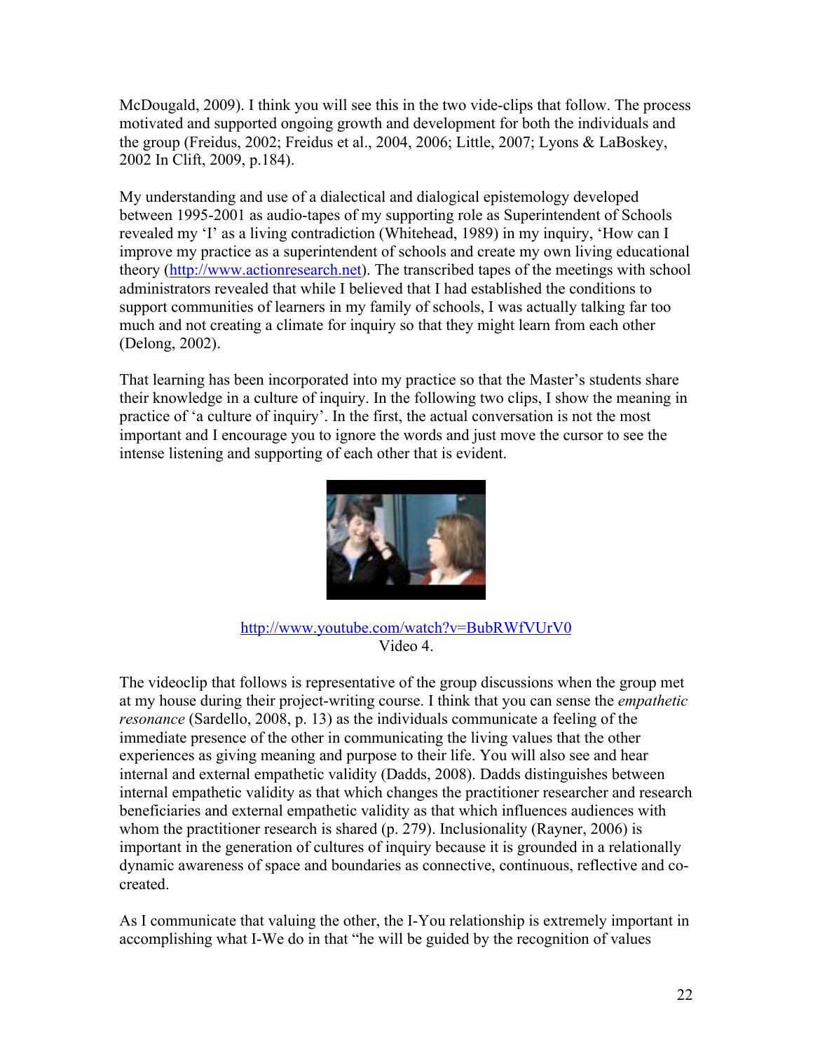McDougald, 2009). I think you will see this in the two vide-clips that follow. The process motivated and supported ongoing growth and development for both the individuals and the group (Freidus, 2002; Freidus et al., 2004, 2006; Little, 2007; Lyons & LaBoskey, 2002 In Clift, 2009, p.184).

My understanding and use of a dialectical and dialogical epistemology developed between 1995-2001 as audio-tapes of my supporting role as Superintendent of Schools revealed my 'I' as a living contradiction (Whitehead, 1989) in my inquiry, 'How can I improve my practice as a superintendent of schools and create my own living educational theory (http://www.actionresearch.net). The transcribed tapes of the meetings with school administrators revealed that while I believed that I had established the conditions to support communities of learners in my family of schools, I was actually talking far too much and not creating a climate for inquiry so that they might learn from each other (Delong, 2002).

That learning has been incorporated into my practice so that the Master's students share their knowledge in a culture of inquiry. In the following two clips, I show the meaning in practice of 'a culture of inquiry'. In the first, the actual conversation is not the most important and I encourage you to ignore the words and just move the cursor to see the intense listening and supporting of each other that is evident.

http://www.youtube.com/watch?v=BubRWfVUrV0
Video 4.

The videoclip that follows is representative of the group discussions when the group met at my house during their project-writing course. I think that you can sense the *empathetic resonance* (Sardello, 2008, p. 13) as the individuals communicate a feeling of the immediate presence of the other in communicating the living values that the other experiences as giving meaning and purpose to their life. You will also see and hear internal and external empathetic validity (Dadds, 2008). Dadds distinguishes between internal empathetic validity as that which changes the practitioner researcher and research beneficiaries and external empathetic validity as that which influences audiences with whom the practitioner research is shared (p. 279). Inclusionality (Rayner, 2006) is important in the generation of cultures of inquiry because it is grounded in a relationally dynamic awareness of space and boundaries as connective, continuous, reflective and co-created.

As I communicate that valuing the other, the I-You relationship is extremely important in accomplishing what I-We do in that "he will be guided by the recognition of values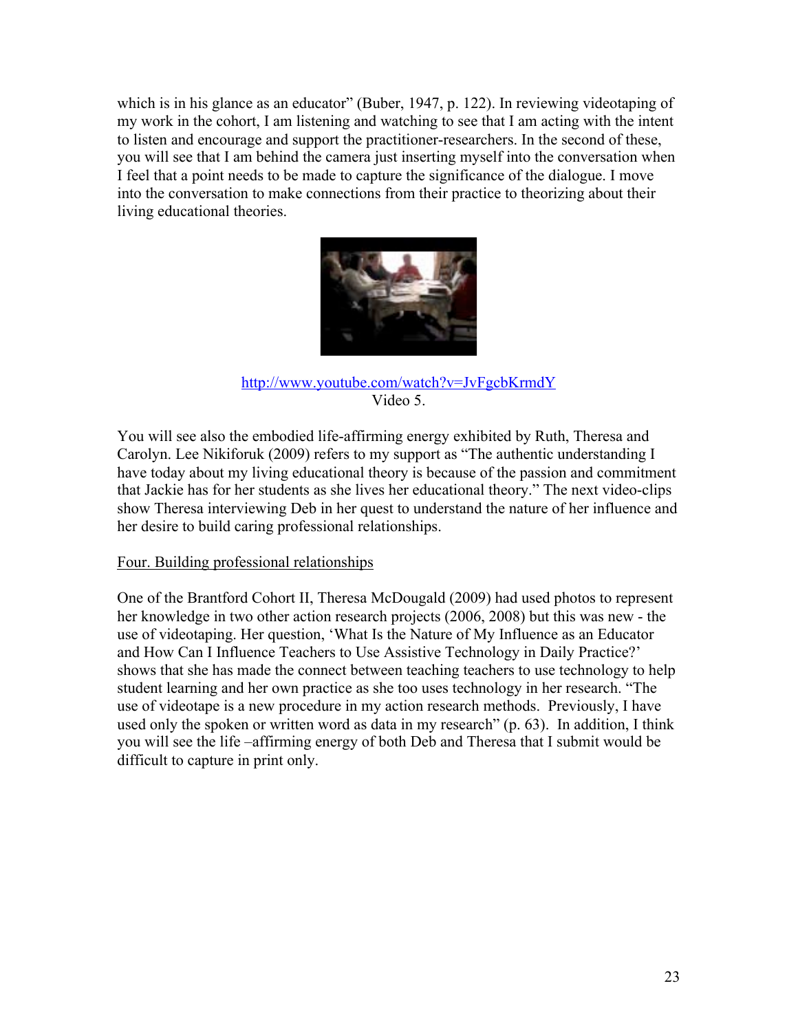which is in his glance as an educator" (Buber, 1947, p. 122). In reviewing videotaping of my work in the cohort, I am listening and watching to see that I am acting with the intent to listen and encourage and support the practitioner-researchers. In the second of these, you will see that I am behind the camera just inserting myself into the conversation when I feel that a point needs to be made to capture the significance of the dialogue. I move into the conversation to make connections from their practice to theorizing about their living educational theories.

http://www.youtube.com/watch?v=JvFgcbKrmdY
Video 5.

You will see also the embodied life-affirming energy exhibited by Ruth, Theresa and Carolyn. Lee Nikiforuk (2009) refers to my support as "The authentic understanding I have today about my living educational theory is because of the passion and commitment that Jackie has for her students as she lives her educational theory." The next video-clips show Theresa interviewing Deb in her quest to understand the nature of her influence and her desire to build caring professional relationships.

Four. Building professional relationships

One of the Brantford Cohort II, Theresa McDougald (2009) had used photos to represent her knowledge in two other action research projects (2006, 2008) but this was new - the use of videotaping. Her question, 'What Is the Nature of My Influence as an Educator and How Can I Influence Teachers to Use Assistive Technology in Daily Practice?' shows that she has made the connect between teaching teachers to use technology to help student learning and her own practice as she too uses technology in her research. "The use of videotape is a new procedure in my action research methods. Previously, I have used only the spoken or written word as data in my research" (p. 63). In addition, I think you will see the life –affirming energy of both Deb and Theresa that I submit would be difficult to capture in print only.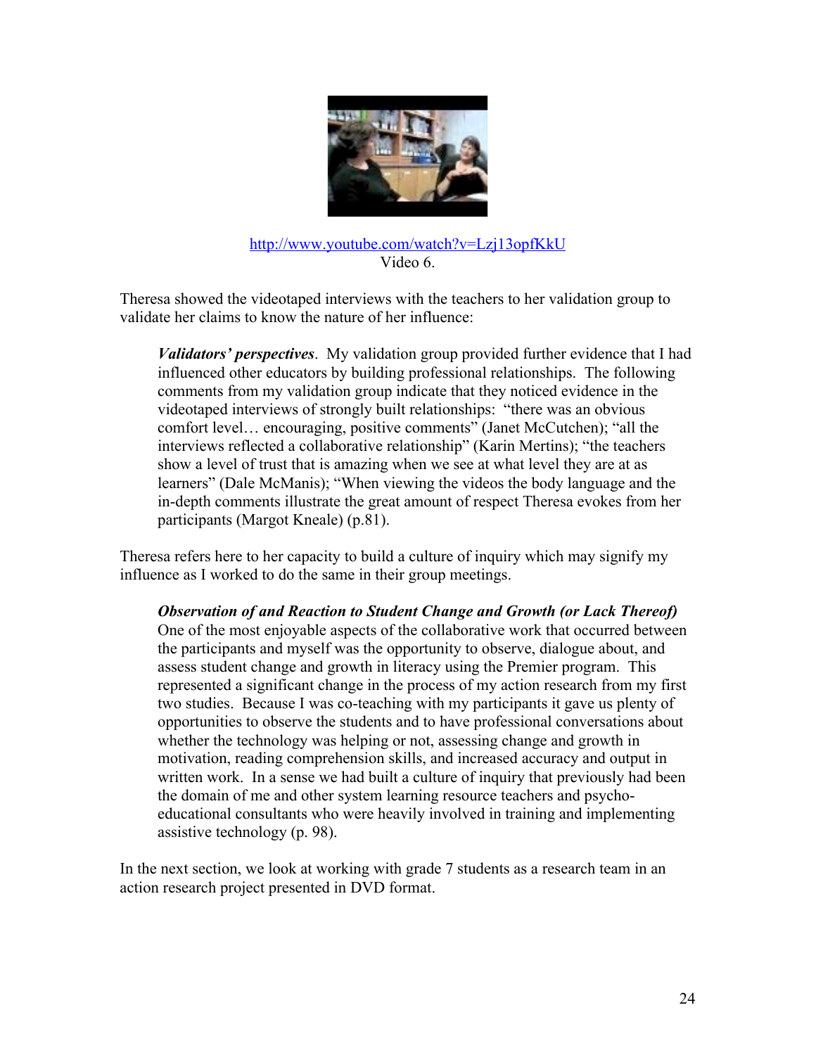http://www.youtube.com/watch?v=Lzj13opfKkU
Video 6.

Theresa showed the videotaped interviews with the teachers to her validation group to validate her claims to know the nature of her influence:

> ***Validators' perspectives***. My validation group provided further evidence that I had influenced other educators by building professional relationships. The following comments from my validation group indicate that they noticed evidence in the videotaped interviews of strongly built relationships: "there was an obvious comfort level… encouraging, positive comments" (Janet McCutchen); "all the interviews reflected a collaborative relationship" (Karin Mertins); "the teachers show a level of trust that is amazing when we see at what level they are at as learners" (Dale McManis); "When viewing the videos the body language and the in-depth comments illustrate the great amount of respect Theresa evokes from her participants (Margot Kneale) (p.81).

Theresa refers here to her capacity to build a culture of inquiry which may signify my influence as I worked to do the same in their group meetings.

> ***Observation of and Reaction to Student Change and Growth (or Lack Thereof)***
> One of the most enjoyable aspects of the collaborative work that occurred between the participants and myself was the opportunity to observe, dialogue about, and assess student change and growth in literacy using the Premier program. This represented a significant change in the process of my action research from my first two studies. Because I was co-teaching with my participants it gave us plenty of opportunities to observe the students and to have professional conversations about whether the technology was helping or not, assessing change and growth in motivation, reading comprehension skills, and increased accuracy and output in written work. In a sense we had built a culture of inquiry that previously had been the domain of me and other system learning resource teachers and psycho-educational consultants who were heavily involved in training and implementing assistive technology (p. 98).

In the next section, we look at working with grade 7 students as a research team in an action research project presented in DVD format.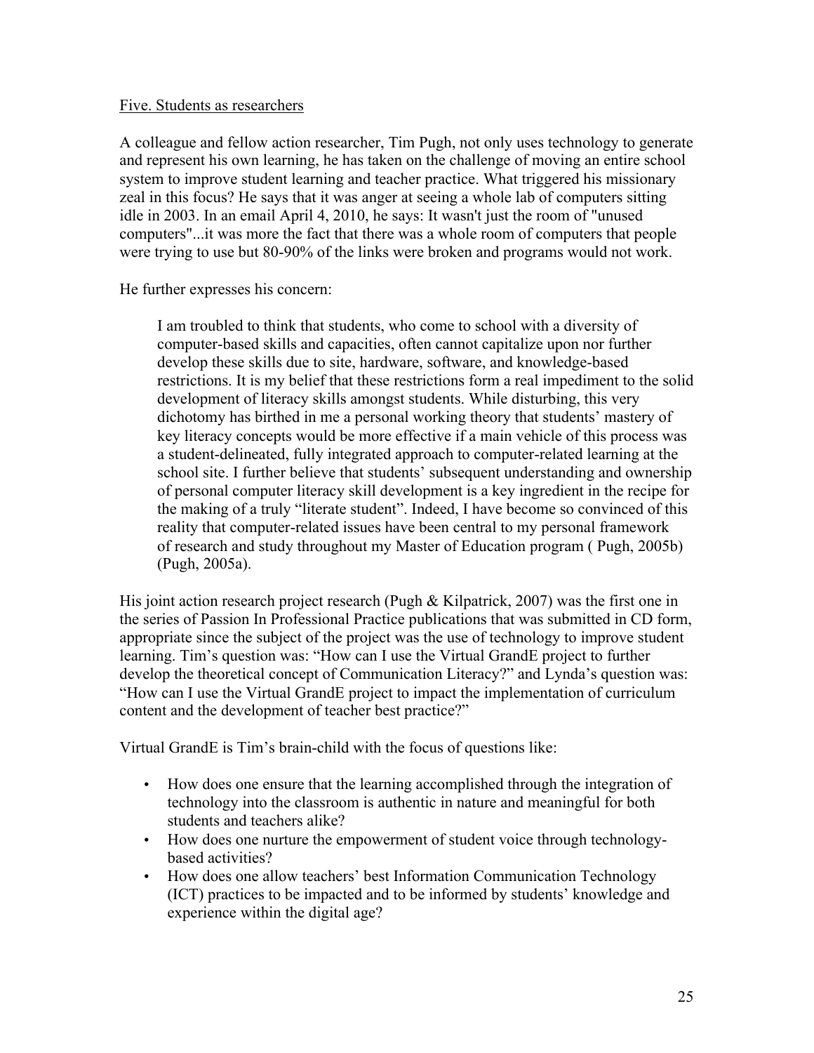Five. Students as researchers

A colleague and fellow action researcher, Tim Pugh, not only uses technology to generate and represent his own learning, he has taken on the challenge of moving an entire school system to improve student learning and teacher practice. What triggered his missionary zeal in this focus? He says that it was anger at seeing a whole lab of computers sitting idle in 2003. In an email April 4, 2010, he says: It wasn't just the room of "unused computers"...it was more the fact that there was a whole room of computers that people were trying to use but 80-90% of the links were broken and programs would not work.

He further expresses his concern:

> I am troubled to think that students, who come to school with a diversity of computer-based skills and capacities, often cannot capitalize upon nor further develop these skills due to site, hardware, software, and knowledge-based restrictions. It is my belief that these restrictions form a real impediment to the solid development of literacy skills amongst students. While disturbing, this very dichotomy has birthed in me a personal working theory that students' mastery of key literacy concepts would be more effective if a main vehicle of this process was a student-delineated, fully integrated approach to computer-related learning at the school site. I further believe that students' subsequent understanding and ownership of personal computer literacy skill development is a key ingredient in the recipe for the making of a truly "literate student". Indeed, I have become so convinced of this reality that computer-related issues have been central to my personal framework of research and study throughout my Master of Education program ( Pugh, 2005b) (Pugh, 2005a).

His joint action research project research (Pugh & Kilpatrick, 2007) was the first one in the series of Passion In Professional Practice publications that was submitted in CD form, appropriate since the subject of the project was the use of technology to improve student learning. Tim's question was: "How can I use the Virtual GrandE project to further develop the theoretical concept of Communication Literacy?" and Lynda's question was: "How can I use the Virtual GrandE project to impact the implementation of curriculum content and the development of teacher best practice?"

Virtual GrandE is Tim's brain-child with the focus of questions like:

- How does one ensure that the learning accomplished through the integration of technology into the classroom is authentic in nature and meaningful for both students and teachers alike?
- How does one nurture the empowerment of student voice through technology-based activities?
- How does one allow teachers' best Information Communication Technology (ICT) practices to be impacted and to be informed by students' knowledge and experience within the digital age?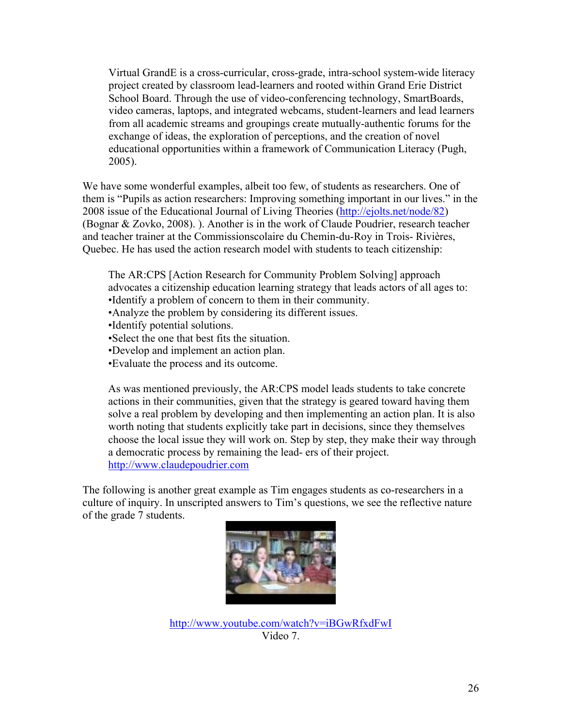> Virtual GrandE is a cross-curricular, cross-grade, intra-school system-wide literacy project created by classroom lead-learners and rooted within Grand Erie District School Board. Through the use of video-conferencing technology, SmartBoards, video cameras, laptops, and integrated webcams, student-learners and lead learners from all academic streams and groupings create mutually-authentic forums for the exchange of ideas, the exploration of perceptions, and the creation of novel educational opportunities within a framework of Communication Literacy (Pugh, 2005).

We have some wonderful examples, albeit too few, of students as researchers. One of them is "Pupils as action researchers: Improving something important in our lives." in the 2008 issue of the Educational Journal of Living Theories (http://ejolts.net/node/82) (Bognar & Zovko, 2008). ). Another is in the work of Claude Poudrier, research teacher and teacher trainer at the Commissionscolaire du Chemin-du-Roy in Trois- Rivières, Quebec. He has used the action research model with students to teach citizenship:

> The AR:CPS [Action Research for Community Problem Solving] approach advocates a citizenship education learning strategy that leads actors of all ages to:
> - Identify a problem of concern to them in their community.
> - Analyze the problem by considering its different issues.
> - Identify potential solutions.
> - Select the one that best fits the situation.
> - Develop and implement an action plan.
> - Evaluate the process and its outcome.
>
> As was mentioned previously, the AR:CPS model leads students to take concrete actions in their communities, given that the strategy is geared toward having them solve a real problem by developing and then implementing an action plan. It is also worth noting that students explicitly take part in decisions, since they themselves choose the local issue they will work on. Step by step, they make their way through a democratic process by remaining the lead- ers of their project. http://www.claudepoudrier.com

The following is another great example as Tim engages students as co-researchers in a culture of inquiry. In unscripted answers to Tim's questions, we see the reflective nature of the grade 7 students.

http://www.youtube.com/watch?v=iBGwRfxdFwI
Video 7.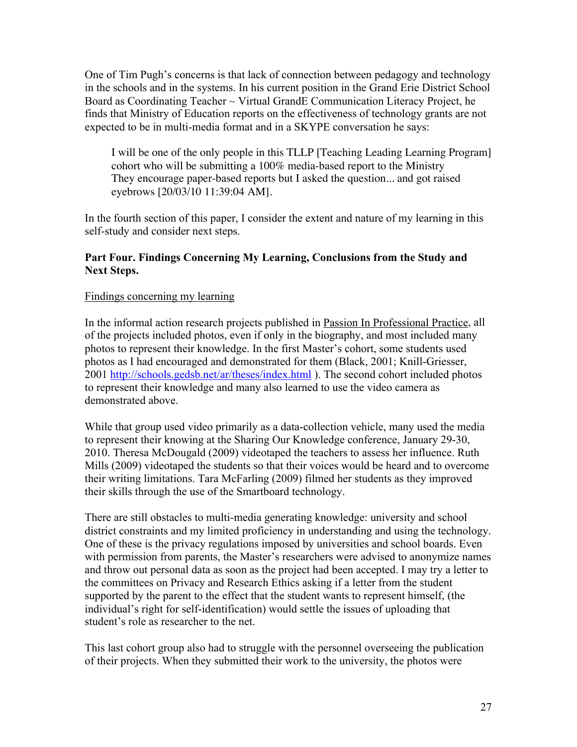One of Tim Pugh's concerns is that lack of connection between pedagogy and technology in the schools and in the systems. In his current position in the Grand Erie District School Board as Coordinating Teacher ~ Virtual GrandE Communication Literacy Project, he finds that Ministry of Education reports on the effectiveness of technology grants are not expected to be in multi-media format and in a SKYPE conversation he says:

> I will be one of the only people in this TLLP [Teaching Leading Learning Program] cohort who will be submitting a 100% media-based report to the Ministry They encourage paper-based reports but I asked the question... and got raised eyebrows [20/03/10 11:39:04 AM].

In the fourth section of this paper, I consider the extent and nature of my learning in this self-study and consider next steps.

**Part Four. Findings Concerning My Learning, Conclusions from the Study and Next Steps.**

<u>Findings concerning my learning</u>

In the informal action research projects published in <u>Passion In Professional Practice</u>, all of the projects included photos, even if only in the biography, and most included many photos to represent their knowledge. In the first Master's cohort, some students used photos as I had encouraged and demonstrated for them (Black, 2001; Knill-Griesser, 2001 http://schools.gedsb.net/ar/theses/index.html ). The second cohort included photos to represent their knowledge and many also learned to use the video camera as demonstrated above.

While that group used video primarily as a data-collection vehicle, many used the media to represent their knowing at the Sharing Our Knowledge conference, January 29-30, 2010. Theresa McDougald (2009) videotaped the teachers to assess her influence. Ruth Mills (2009) videotaped the students so that their voices would be heard and to overcome their writing limitations. Tara McFarling (2009) filmed her students as they improved their skills through the use of the Smartboard technology.

There are still obstacles to multi-media generating knowledge: university and school district constraints and my limited proficiency in understanding and using the technology. One of these is the privacy regulations imposed by universities and school boards. Even with permission from parents, the Master's researchers were advised to anonymize names and throw out personal data as soon as the project had been accepted. I may try a letter to the committees on Privacy and Research Ethics asking if a letter from the student supported by the parent to the effect that the student wants to represent himself, (the individual's right for self-identification) would settle the issues of uploading that student's role as researcher to the net.

This last cohort group also had to struggle with the personnel overseeing the publication of their projects. When they submitted their work to the university, the photos were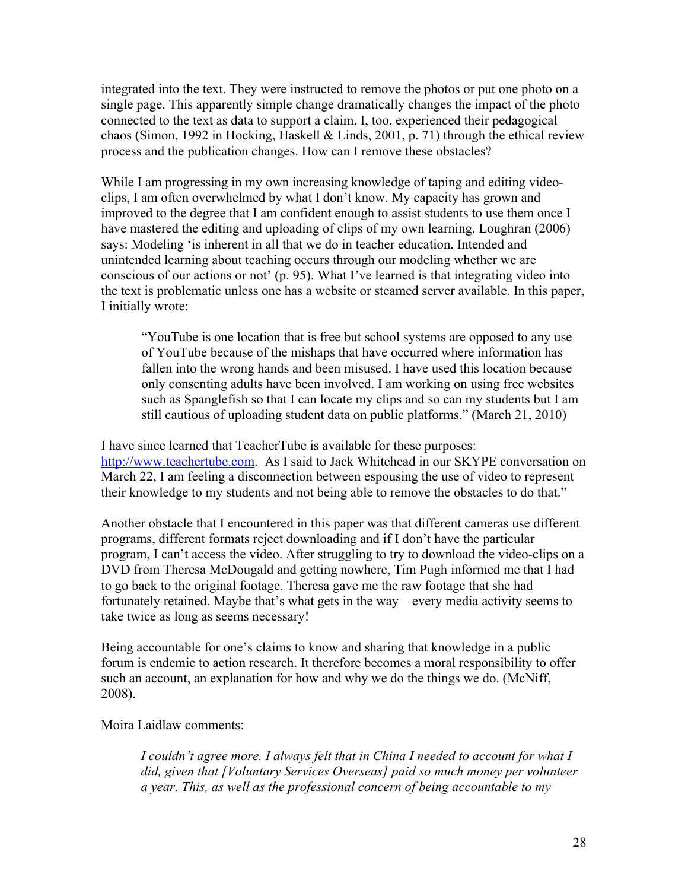integrated into the text. They were instructed to remove the photos or put one photo on a single page. This apparently simple change dramatically changes the impact of the photo connected to the text as data to support a claim. I, too, experienced their pedagogical chaos (Simon, 1992 in Hocking, Haskell & Linds, 2001, p. 71) through the ethical review process and the publication changes. How can I remove these obstacles?

While I am progressing in my own increasing knowledge of taping and editing video-clips, I am often overwhelmed by what I don't know. My capacity has grown and improved to the degree that I am confident enough to assist students to use them once I have mastered the editing and uploading of clips of my own learning. Loughran (2006) says: Modeling 'is inherent in all that we do in teacher education. Intended and unintended learning about teaching occurs through our modeling whether we are conscious of our actions or not' (p. 95). What I've learned is that integrating video into the text is problematic unless one has a website or steamed server available. In this paper, I initially wrote:

> "YouTube is one location that is free but school systems are opposed to any use of YouTube because of the mishaps that have occurred where information has fallen into the wrong hands and been misused. I have used this location because only consenting adults have been involved. I am working on using free websites such as Spanglefish so that I can locate my clips and so can my students but I am still cautious of uploading student data on public platforms." (March 21, 2010)

I have since learned that TeacherTube is available for these purposes: http://www.teachertube.com. As I said to Jack Whitehead in our SKYPE conversation on March 22, I am feeling a disconnection between espousing the use of video to represent their knowledge to my students and not being able to remove the obstacles to do that."

Another obstacle that I encountered in this paper was that different cameras use different programs, different formats reject downloading and if I don't have the particular program, I can't access the video. After struggling to try to download the video-clips on a DVD from Theresa McDougald and getting nowhere, Tim Pugh informed me that I had to go back to the original footage. Theresa gave me the raw footage that she had fortunately retained. Maybe that's what gets in the way – every media activity seems to take twice as long as seems necessary!

Being accountable for one's claims to know and sharing that knowledge in a public forum is endemic to action research. It therefore becomes a moral responsibility to offer such an account, an explanation for how and why we do the things we do. (McNiff, 2008).

Moira Laidlaw comments:

> *I couldn't agree more. I always felt that in China I needed to account for what I did, given that [Voluntary Services Overseas] paid so much money per volunteer a year. This, as well as the professional concern of being accountable to my*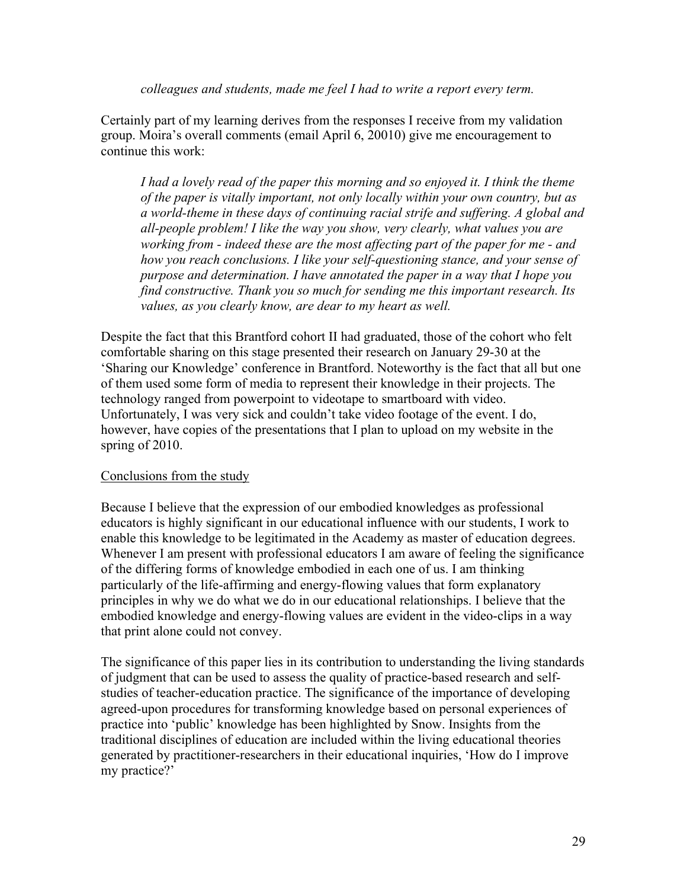*colleagues and students, made me feel I had to write a report every term.*

Certainly part of my learning derives from the responses I receive from my validation group. Moira's overall comments (email April 6, 20010) give me encouragement to continue this work:

> *I had a lovely read of the paper this morning and so enjoyed it. I think the theme of the paper is vitally important, not only locally within your own country, but as a world-theme in these days of continuing racial strife and suffering. A global and all-people problem! I like the way you show, very clearly, what values you are working from - indeed these are the most affecting part of the paper for me - and how you reach conclusions. I like your self-questioning stance, and your sense of purpose and determination. I have annotated the paper in a way that I hope you find constructive. Thank you so much for sending me this important research. Its values, as you clearly know, are dear to my heart as well.*

Despite the fact that this Brantford cohort II had graduated, those of the cohort who felt comfortable sharing on this stage presented their research on January 29-30 at the 'Sharing our Knowledge' conference in Brantford. Noteworthy is the fact that all but one of them used some form of media to represent their knowledge in their projects. The technology ranged from powerpoint to videotape to smartboard with video. Unfortunately, I was very sick and couldn't take video footage of the event. I do, however, have copies of the presentations that I plan to upload on my website in the spring of 2010.

<u>Conclusions from the study</u>

Because I believe that the expression of our embodied knowledges as professional educators is highly significant in our educational influence with our students, I work to enable this knowledge to be legitimated in the Academy as master of education degrees. Whenever I am present with professional educators I am aware of feeling the significance of the differing forms of knowledge embodied in each one of us. I am thinking particularly of the life-affirming and energy-flowing values that form explanatory principles in why we do what we do in our educational relationships. I believe that the embodied knowledge and energy-flowing values are evident in the video-clips in a way that print alone could not convey.

The significance of this paper lies in its contribution to understanding the living standards of judgment that can be used to assess the quality of practice-based research and self-studies of teacher-education practice. The significance of the importance of developing agreed-upon procedures for transforming knowledge based on personal experiences of practice into 'public' knowledge has been highlighted by Snow. Insights from the traditional disciplines of education are included within the living educational theories generated by practitioner-researchers in their educational inquiries, 'How do I improve my practice?'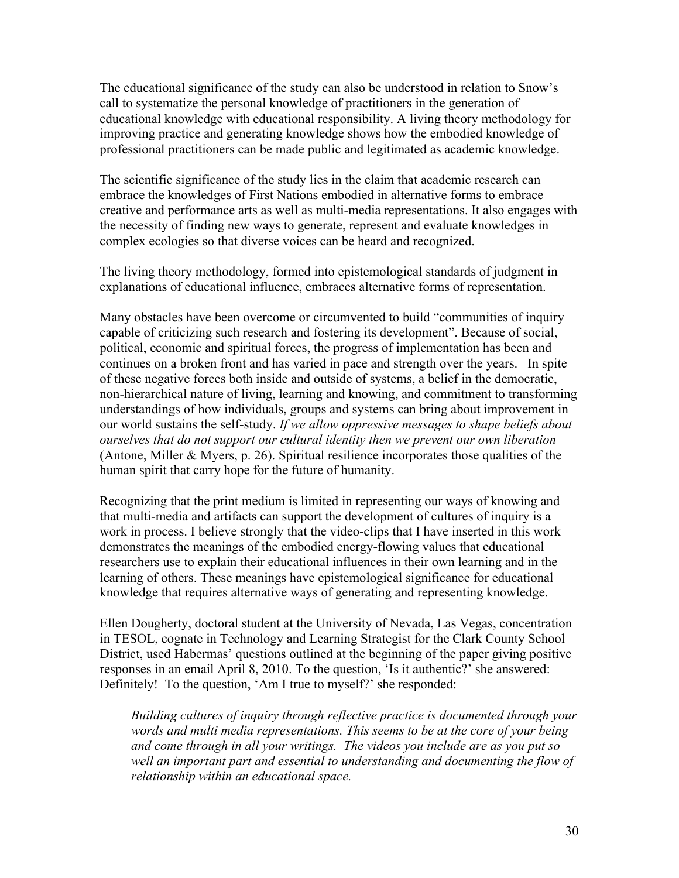The educational significance of the study can also be understood in relation to Snow's call to systematize the personal knowledge of practitioners in the generation of educational knowledge with educational responsibility. A living theory methodology for improving practice and generating knowledge shows how the embodied knowledge of professional practitioners can be made public and legitimated as academic knowledge.

The scientific significance of the study lies in the claim that academic research can embrace the knowledges of First Nations embodied in alternative forms to embrace creative and performance arts as well as multi-media representations. It also engages with the necessity of finding new ways to generate, represent and evaluate knowledges in complex ecologies so that diverse voices can be heard and recognized.

The living theory methodology, formed into epistemological standards of judgment in explanations of educational influence, embraces alternative forms of representation.

Many obstacles have been overcome or circumvented to build "communities of inquiry capable of criticizing such research and fostering its development". Because of social, political, economic and spiritual forces, the progress of implementation has been and continues on a broken front and has varied in pace and strength over the years. In spite of these negative forces both inside and outside of systems, a belief in the democratic, non-hierarchical nature of living, learning and knowing, and commitment to transforming understandings of how individuals, groups and systems can bring about improvement in our world sustains the self-study. *If we allow oppressive messages to shape beliefs about ourselves that do not support our cultural identity then we prevent our own liberation* (Antone, Miller & Myers, p. 26). Spiritual resilience incorporates those qualities of the human spirit that carry hope for the future of humanity.

Recognizing that the print medium is limited in representing our ways of knowing and that multi-media and artifacts can support the development of cultures of inquiry is a work in process. I believe strongly that the video-clips that I have inserted in this work demonstrates the meanings of the embodied energy-flowing values that educational researchers use to explain their educational influences in their own learning and in the learning of others. These meanings have epistemological significance for educational knowledge that requires alternative ways of generating and representing knowledge.

Ellen Dougherty, doctoral student at the University of Nevada, Las Vegas, concentration in TESOL, cognate in Technology and Learning Strategist for the Clark County School District, used Habermas' questions outlined at the beginning of the paper giving positive responses in an email April 8, 2010. To the question, 'Is it authentic?' she answered: Definitely! To the question, 'Am I true to myself?' she responded:

> *Building cultures of inquiry through reflective practice is documented through your words and multi media representations. This seems to be at the core of your being and come through in all your writings. The videos you include are as you put so well an important part and essential to understanding and documenting the flow of relationship within an educational space.*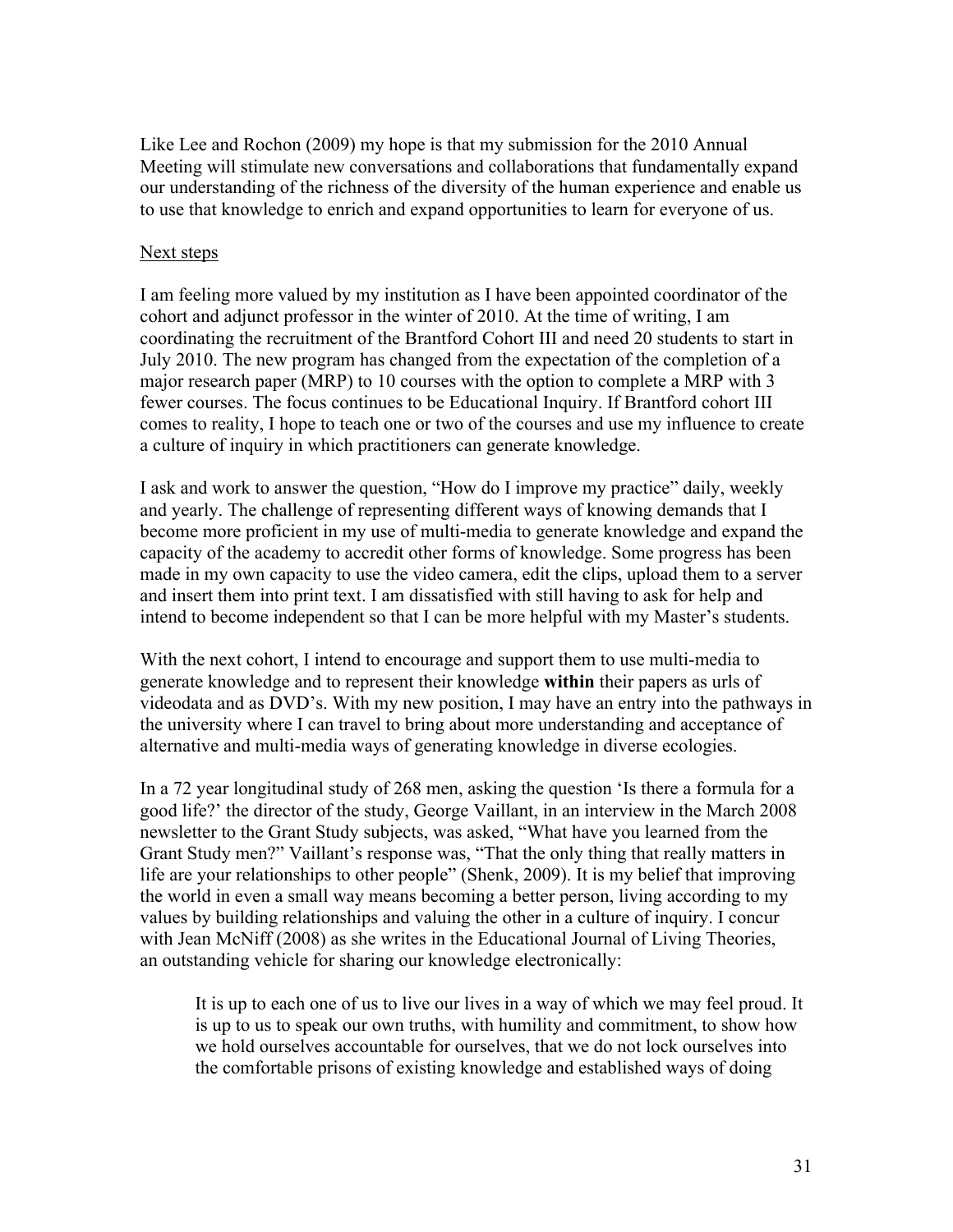Like Lee and Rochon (2009) my hope is that my submission for the 2010 Annual Meeting will stimulate new conversations and collaborations that fundamentally expand our understanding of the richness of the diversity of the human experience and enable us to use that knowledge to enrich and expand opportunities to learn for everyone of us.

## Next steps

I am feeling more valued by my institution as I have been appointed coordinator of the cohort and adjunct professor in the winter of 2010. At the time of writing, I am coordinating the recruitment of the Brantford Cohort III and need 20 students to start in July 2010. The new program has changed from the expectation of the completion of a major research paper (MRP) to 10 courses with the option to complete a MRP with 3 fewer courses. The focus continues to be Educational Inquiry. If Brantford cohort III comes to reality, I hope to teach one or two of the courses and use my influence to create a culture of inquiry in which practitioners can generate knowledge.

I ask and work to answer the question, "How do I improve my practice" daily, weekly and yearly. The challenge of representing different ways of knowing demands that I become more proficient in my use of multi-media to generate knowledge and expand the capacity of the academy to accredit other forms of knowledge. Some progress has been made in my own capacity to use the video camera, edit the clips, upload them to a server and insert them into print text. I am dissatisfied with still having to ask for help and intend to become independent so that I can be more helpful with my Master's students.

With the next cohort, I intend to encourage and support them to use multi-media to generate knowledge and to represent their knowledge **within** their papers as urls of videodata and as DVD's. With my new position, I may have an entry into the pathways in the university where I can travel to bring about more understanding and acceptance of alternative and multi-media ways of generating knowledge in diverse ecologies.

In a 72 year longitudinal study of 268 men, asking the question 'Is there a formula for a good life?' the director of the study, George Vaillant, in an interview in the March 2008 newsletter to the Grant Study subjects, was asked, "What have you learned from the Grant Study men?" Vaillant's response was, "That the only thing that really matters in life are your relationships to other people" (Shenk, 2009). It is my belief that improving the world in even a small way means becoming a better person, living according to my values by building relationships and valuing the other in a culture of inquiry. I concur with Jean McNiff (2008) as she writes in the Educational Journal of Living Theories, an outstanding vehicle for sharing our knowledge electronically:

> It is up to each one of us to live our lives in a way of which we may feel proud. It is up to us to speak our own truths, with humility and commitment, to show how we hold ourselves accountable for ourselves, that we do not lock ourselves into the comfortable prisons of existing knowledge and established ways of doing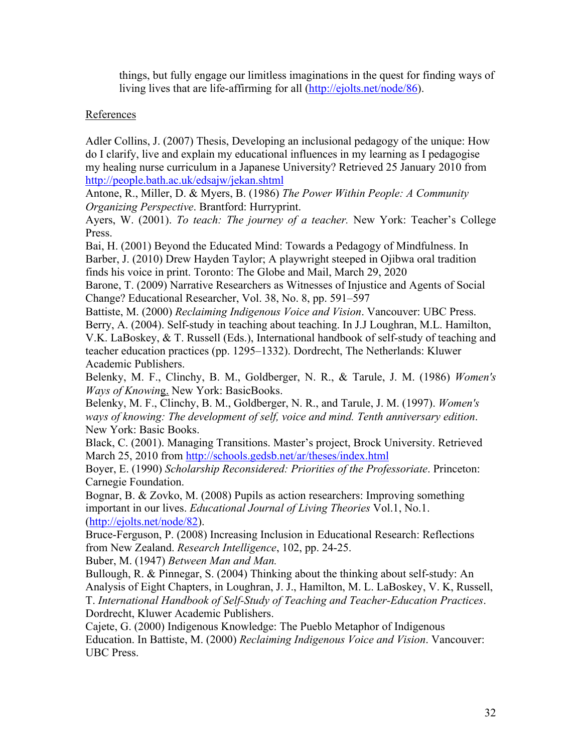things, but fully engage our limitless imaginations in the quest for finding ways of living lives that are life-affirming for all (http://ejolts.net/node/86).

References

Adler Collins, J. (2007) Thesis, Developing an inclusional pedagogy of the unique: How do I clarify, live and explain my educational influences in my learning as I pedagogise my healing nurse curriculum in a Japanese University? Retrieved 25 January 2010 from http://people.bath.ac.uk/edsajw/jekan.shtml

Antone, R., Miller, D. & Myers, B. (1986) *The Power Within People: A Community Organizing Perspective*. Brantford: Hurryprint.

Ayers, W. (2001). *To teach: The journey of a teacher.* New York: Teacher's College Press.

Bai, H. (2001) Beyond the Educated Mind: Towards a Pedagogy of Mindfulness. In

Barber, J. (2010) Drew Hayden Taylor; A playwright steeped in Ojibwa oral tradition finds his voice in print. Toronto: The Globe and Mail, March 29, 2020

Barone, T. (2009) Narrative Researchers as Witnesses of Injustice and Agents of Social Change? Educational Researcher, Vol. 38, No. 8, pp. 591–597

Battiste, M. (2000) *Reclaiming Indigenous Voice and Vision*. Vancouver: UBC Press.

Berry, A. (2004). Self-study in teaching about teaching. In J.J Loughran, M.L. Hamilton, V.K. LaBoskey, & T. Russell (Eds.), International handbook of self-study of teaching and teacher education practices (pp. 1295–1332). Dordrecht, The Netherlands: Kluwer Academic Publishers.

Belenky, M. F., Clinchy, B. M., Goldberger, N. R., & Tarule, J. M. (1986) *Women's Ways of Knowing*. New York: BasicBooks.

Belenky, M. F., Clinchy, B. M., Goldberger, N. R., and Tarule, J. M. (1997). *Women's ways of knowing: The development of self, voice and mind. Tenth anniversary edition*. New York: Basic Books.

Black, C. (2001). Managing Transitions. Master's project, Brock University. Retrieved March 25, 2010 from http://schools.gedsb.net/ar/theses/index.html

Boyer, E. (1990) *Scholarship Reconsidered: Priorities of the Professoriate*. Princeton: Carnegie Foundation.

Bognar, B. & Zovko, M. (2008) Pupils as action researchers: Improving something important in our lives. *Educational Journal of Living Theories* Vol.1, No.1. (http://ejolts.net/node/82).

Bruce-Ferguson, P. (2008) Increasing Inclusion in Educational Research: Reflections from New Zealand. *Research Intelligence*, 102, pp. 24-25.

Buber, M. (1947) *Between Man and Man.*

Bullough, R. & Pinnegar, S. (2004) Thinking about the thinking about self-study: An Analysis of Eight Chapters, in Loughran, J. J., Hamilton, M. L. LaBoskey, V. K, Russell, T. *International Handbook of Self-Study of Teaching and Teacher-Education Practices*. Dordrecht, Kluwer Academic Publishers.

Cajete, G. (2000) Indigenous Knowledge: The Pueblo Metaphor of Indigenous Education. In Battiste, M. (2000) *Reclaiming Indigenous Voice and Vision*. Vancouver: UBC Press.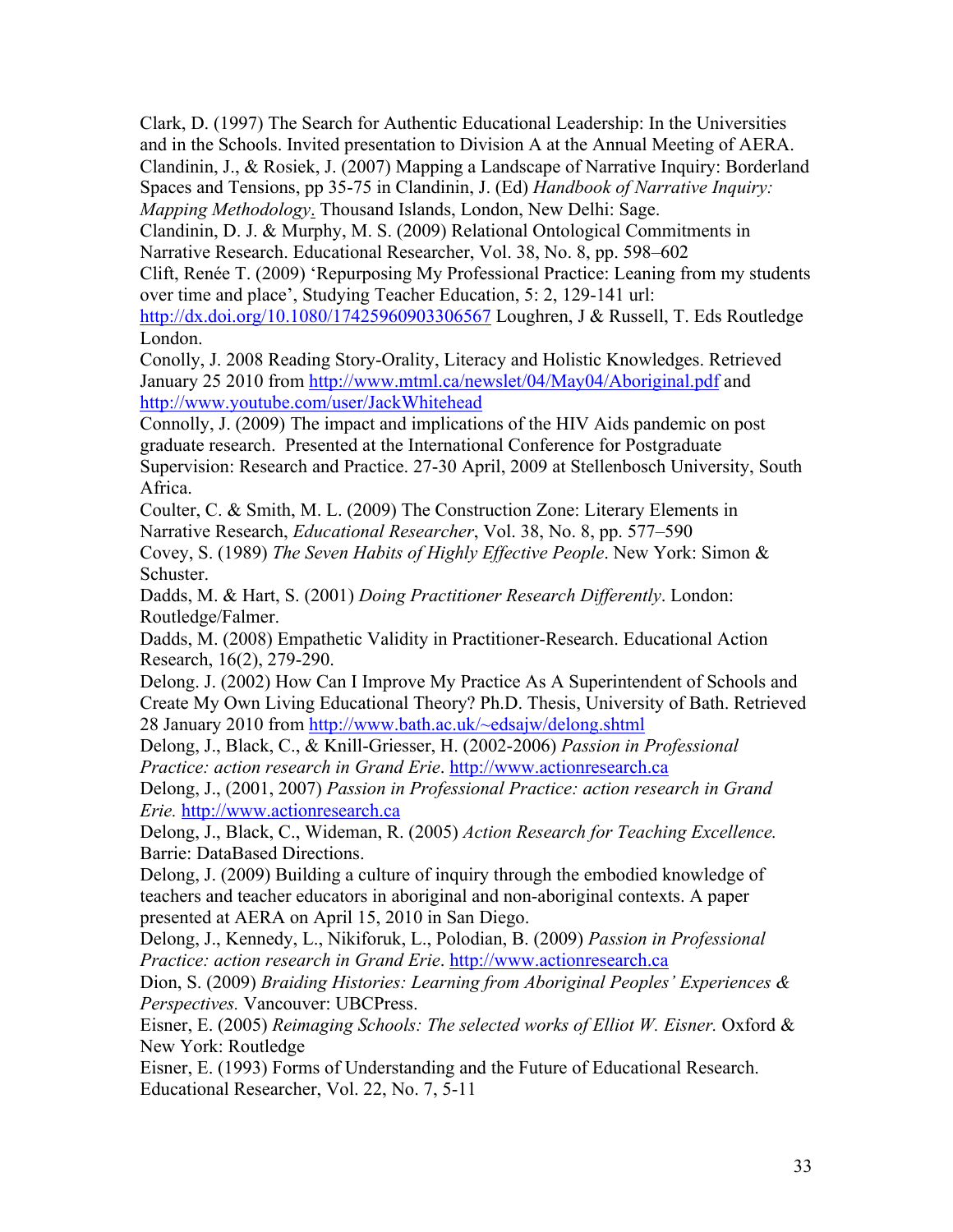Clark, D. (1997) The Search for Authentic Educational Leadership: In the Universities and in the Schools. Invited presentation to Division A at the Annual Meeting of AERA.

Clandinin, J., & Rosiek, J. (2007) Mapping a Landscape of Narrative Inquiry: Borderland Spaces and Tensions, pp 35-75 in Clandinin, J. (Ed) *Handbook of Narrative Inquiry: Mapping Methodology*. Thousand Islands, London, New Delhi: Sage.

Clandinin, D. J. & Murphy, M. S. (2009) Relational Ontological Commitments in Narrative Research. Educational Researcher, Vol. 38, No. 8, pp. 598–602

Clift, Renée T. (2009) 'Repurposing My Professional Practice: Leaning from my students over time and place', Studying Teacher Education, 5: 2, 129-141 url: http://dx.doi.org/10.1080/17425960903306567 Loughren, J & Russell, T. Eds Routledge London.

Conolly, J. 2008 Reading Story-Orality, Literacy and Holistic Knowledges. Retrieved January 25 2010 from http://www.mtml.ca/newslet/04/May04/Aboriginal.pdf and http://www.youtube.com/user/JackWhitehead

Connolly, J. (2009) The impact and implications of the HIV Aids pandemic on post graduate research. Presented at the International Conference for Postgraduate Supervision: Research and Practice. 27-30 April, 2009 at Stellenbosch University, South Africa.

Coulter, C. & Smith, M. L. (2009) The Construction Zone: Literary Elements in Narrative Research, *Educational Researcher*, Vol. 38, No. 8, pp. 577–590

Covey, S. (1989) *The Seven Habits of Highly Effective People*. New York: Simon & Schuster.

Dadds, M. & Hart, S. (2001) *Doing Practitioner Research Differently*. London: Routledge/Falmer.

Dadds, M. (2008) Empathetic Validity in Practitioner-Research. Educational Action Research, 16(2), 279-290.

Delong. J. (2002) How Can I Improve My Practice As A Superintendent of Schools and Create My Own Living Educational Theory? Ph.D. Thesis, University of Bath. Retrieved 28 January 2010 from http://www.bath.ac.uk/~edsajw/delong.shtml

Delong, J., Black, C., & Knill-Griesser, H. (2002-2006) *Passion in Professional Practice: action research in Grand Erie*. http://www.actionresearch.ca

Delong, J., (2001, 2007) *Passion in Professional Practice: action research in Grand Erie.* http://www.actionresearch.ca

Delong, J., Black, C., Wideman, R. (2005) *Action Research for Teaching Excellence.* Barrie: DataBased Directions.

Delong, J. (2009) Building a culture of inquiry through the embodied knowledge of teachers and teacher educators in aboriginal and non-aboriginal contexts. A paper presented at AERA on April 15, 2010 in San Diego.

Delong, J., Kennedy, L., Nikiforuk, L., Polodian, B. (2009) *Passion in Professional Practice: action research in Grand Erie*. http://www.actionresearch.ca

Dion, S. (2009) *Braiding Histories: Learning from Aboriginal Peoples' Experiences & Perspectives.* Vancouver: UBCPress.

Eisner, E. (2005) *Reimaging Schools: The selected works of Elliot W. Eisner.* Oxford & New York: Routledge

Eisner, E. (1993) Forms of Understanding and the Future of Educational Research. Educational Researcher, Vol. 22, No. 7, 5-11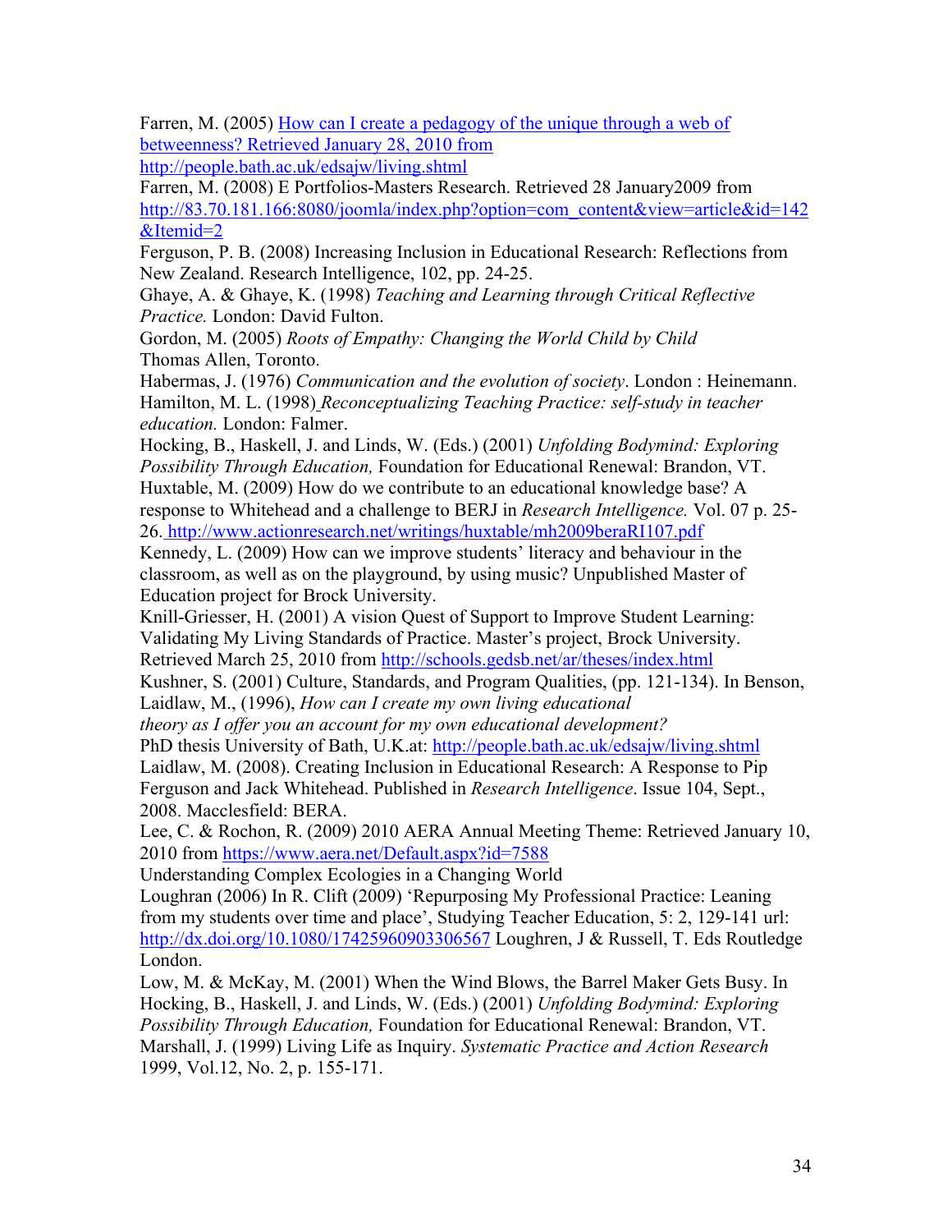Farren, M. (2005) How can I create a pedagogy of the unique through a web of betweenness? Retrieved January 28, 2010 from http://people.bath.ac.uk/edsajw/living.shtml

Farren, M. (2008) E Portfolios-Masters Research. Retrieved 28 January2009 from http://83.70.181.166:8080/joomla/index.php?option=com_content&view=article&id=142&Itemid=2

Ferguson, P. B. (2008) Increasing Inclusion in Educational Research: Reflections from New Zealand. Research Intelligence, 102, pp. 24-25.

Ghaye, A. & Ghaye, K. (1998) *Teaching and Learning through Critical Reflective Practice.* London: David Fulton.

Gordon, M. (2005) *Roots of Empathy: Changing the World Child by Child* Thomas Allen, Toronto.

Habermas, J. (1976) *Communication and the evolution of society*. London : Heinemann.

Hamilton, M. L. (1998) *Reconceptualizing Teaching Practice: self-study in teacher education.* London: Falmer.

Hocking, B., Haskell, J. and Linds, W. (Eds.) (2001) *Unfolding Bodymind: Exploring Possibility Through Education,* Foundation for Educational Renewal: Brandon, VT.

Huxtable, M. (2009) How do we contribute to an educational knowledge base? A response to Whitehead and a challenge to BERJ in *Research Intelligence.* Vol. 07 p. 25-26. http://www.actionresearch.net/writings/huxtable/mh2009beraRI107.pdf

Kennedy, L. (2009) How can we improve students' literacy and behaviour in the classroom, as well as on the playground, by using music? Unpublished Master of Education project for Brock University.

Knill-Griesser, H. (2001) A vision Quest of Support to Improve Student Learning: Validating My Living Standards of Practice. Master's project, Brock University. Retrieved March 25, 2010 from http://schools.gedsb.net/ar/theses/index.html

Kushner, S. (2001) Culture, Standards, and Program Qualities, (pp. 121-134). In Benson,

Laidlaw, M., (1996), *How can I create my own living educational theory as I offer you an account for my own educational development?* PhD thesis University of Bath, U.K.at: http://people.bath.ac.uk/edsajw/living.shtml

Laidlaw, M. (2008). Creating Inclusion in Educational Research: A Response to Pip Ferguson and Jack Whitehead. Published in *Research Intelligence*. Issue 104, Sept., 2008. Macclesfield: BERA.

Lee, C. & Rochon, R. (2009) 2010 AERA Annual Meeting Theme: Retrieved January 10, 2010 from https://www.aera.net/Default.aspx?id=7588 Understanding Complex Ecologies in a Changing World

Loughran (2006) In R. Clift (2009) 'Repurposing My Professional Practice: Leaning from my students over time and place', Studying Teacher Education, 5: 2, 129-141 url: http://dx.doi.org/10.1080/17425960903306567 Loughren, J & Russell, T. Eds Routledge London.

Low, M. & McKay, M. (2001) When the Wind Blows, the Barrel Maker Gets Busy. In Hocking, B., Haskell, J. and Linds, W. (Eds.) (2001) *Unfolding Bodymind: Exploring Possibility Through Education,* Foundation for Educational Renewal: Brandon, VT.

Marshall, J. (1999) Living Life as Inquiry. *Systematic Practice and Action Research* 1999, Vol.12, No. 2, p. 155-171.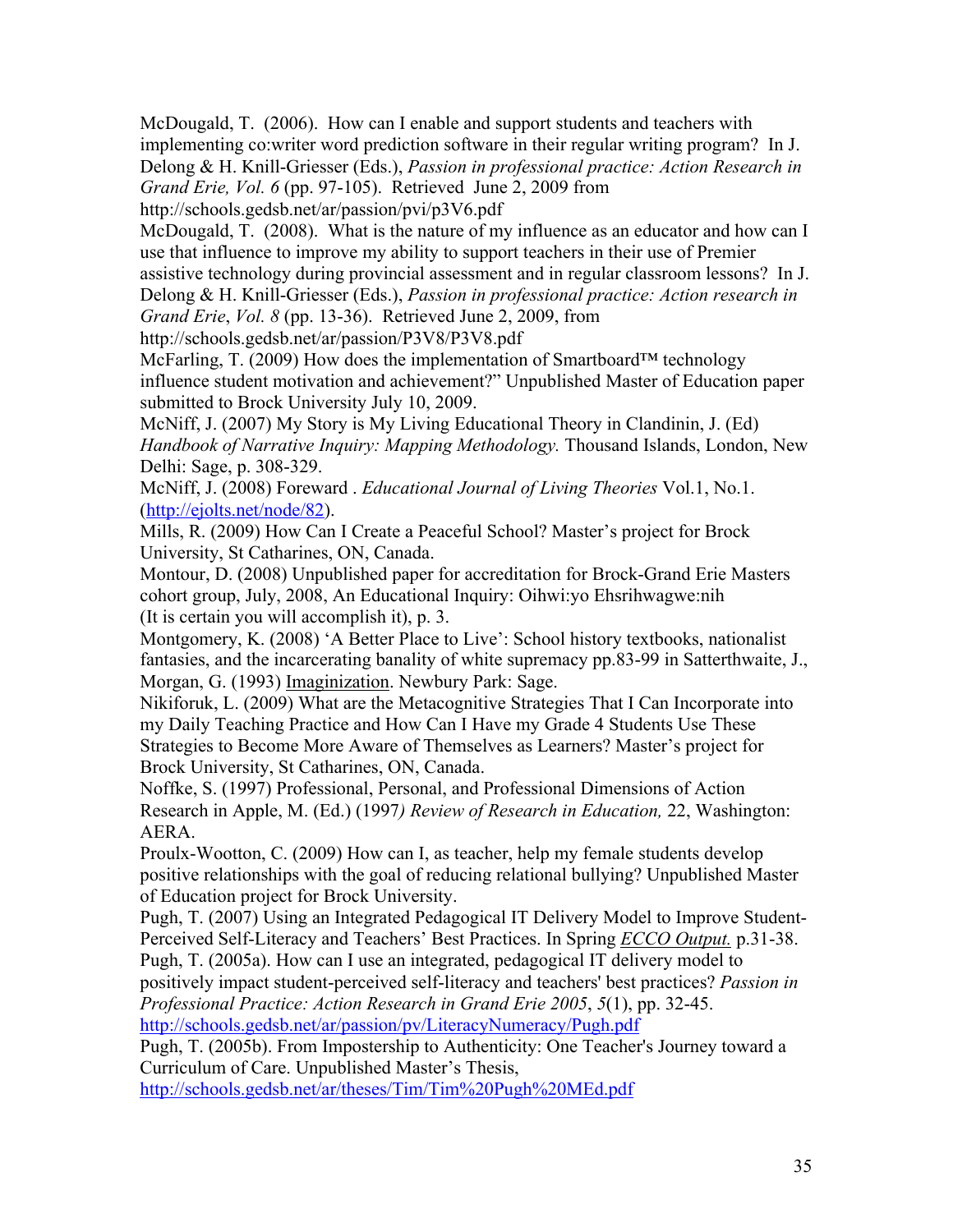McDougald, T. (2006). How can I enable and support students and teachers with implementing co:writer word prediction software in their regular writing program? In J. Delong & H. Knill-Griesser (Eds.), *Passion in professional practice: Action Research in Grand Erie, Vol. 6* (pp. 97-105). Retrieved June 2, 2009 from http://schools.gedsb.net/ar/passion/pvi/p3V6.pdf

McDougald, T. (2008). What is the nature of my influence as an educator and how can I use that influence to improve my ability to support teachers in their use of Premier assistive technology during provincial assessment and in regular classroom lessons? In J. Delong & H. Knill-Griesser (Eds.), *Passion in professional practice: Action research in Grand Erie*, *Vol. 8* (pp. 13-36). Retrieved June 2, 2009, from http://schools.gedsb.net/ar/passion/P3V8/P3V8.pdf

McFarling, T. (2009) How does the implementation of Smartboard™ technology influence student motivation and achievement?" Unpublished Master of Education paper submitted to Brock University July 10, 2009.

McNiff, J. (2007) My Story is My Living Educational Theory in Clandinin, J. (Ed) *Handbook of Narrative Inquiry: Mapping Methodology.* Thousand Islands, London, New Delhi: Sage, p. 308-329.

McNiff, J. (2008) Foreward . *Educational Journal of Living Theories* Vol.1, No.1. (http://ejolts.net/node/82).

Mills, R. (2009) How Can I Create a Peaceful School? Master's project for Brock University, St Catharines, ON, Canada.

Montour, D. (2008) Unpublished paper for accreditation for Brock-Grand Erie Masters cohort group, July, 2008, An Educational Inquiry: Oihwi:yo Ehsrihwagwe:nih (It is certain you will accomplish it), p. 3.

Montgomery, K. (2008) 'A Better Place to Live': School history textbooks, nationalist fantasies, and the incarcerating banality of white supremacy pp.83-99 in Satterthwaite, J., Morgan, G. (1993) Imaginization. Newbury Park: Sage.

Nikiforuk, L. (2009) What are the Metacognitive Strategies That I Can Incorporate into my Daily Teaching Practice and How Can I Have my Grade 4 Students Use These Strategies to Become More Aware of Themselves as Learners? Master's project for Brock University, St Catharines, ON, Canada.

Noffke, S. (1997) Professional, Personal, and Professional Dimensions of Action Research in Apple, M. (Ed.) (1997*) Review of Research in Education,* 22, Washington: AERA.

Proulx-Wootton, C. (2009) How can I, as teacher, help my female students develop positive relationships with the goal of reducing relational bullying? Unpublished Master of Education project for Brock University.

Pugh, T. (2007) Using an Integrated Pedagogical IT Delivery Model to Improve Student-Perceived Self-Literacy and Teachers' Best Practices. In Spring *ECCO Output.* p.31-38.

Pugh, T. (2005a). How can I use an integrated, pedagogical IT delivery model to positively impact student-perceived self-literacy and teachers' best practices? *Passion in Professional Practice: Action Research in Grand Erie 2005*, *5*(1), pp. 32-45. http://schools.gedsb.net/ar/passion/pv/LiteracyNumeracy/Pugh.pdf

Pugh, T. (2005b). From Impostership to Authenticity: One Teacher's Journey toward a Curriculum of Care. Unpublished Master's Thesis, http://schools.gedsb.net/ar/theses/Tim/Tim%20Pugh%20MEd.pdf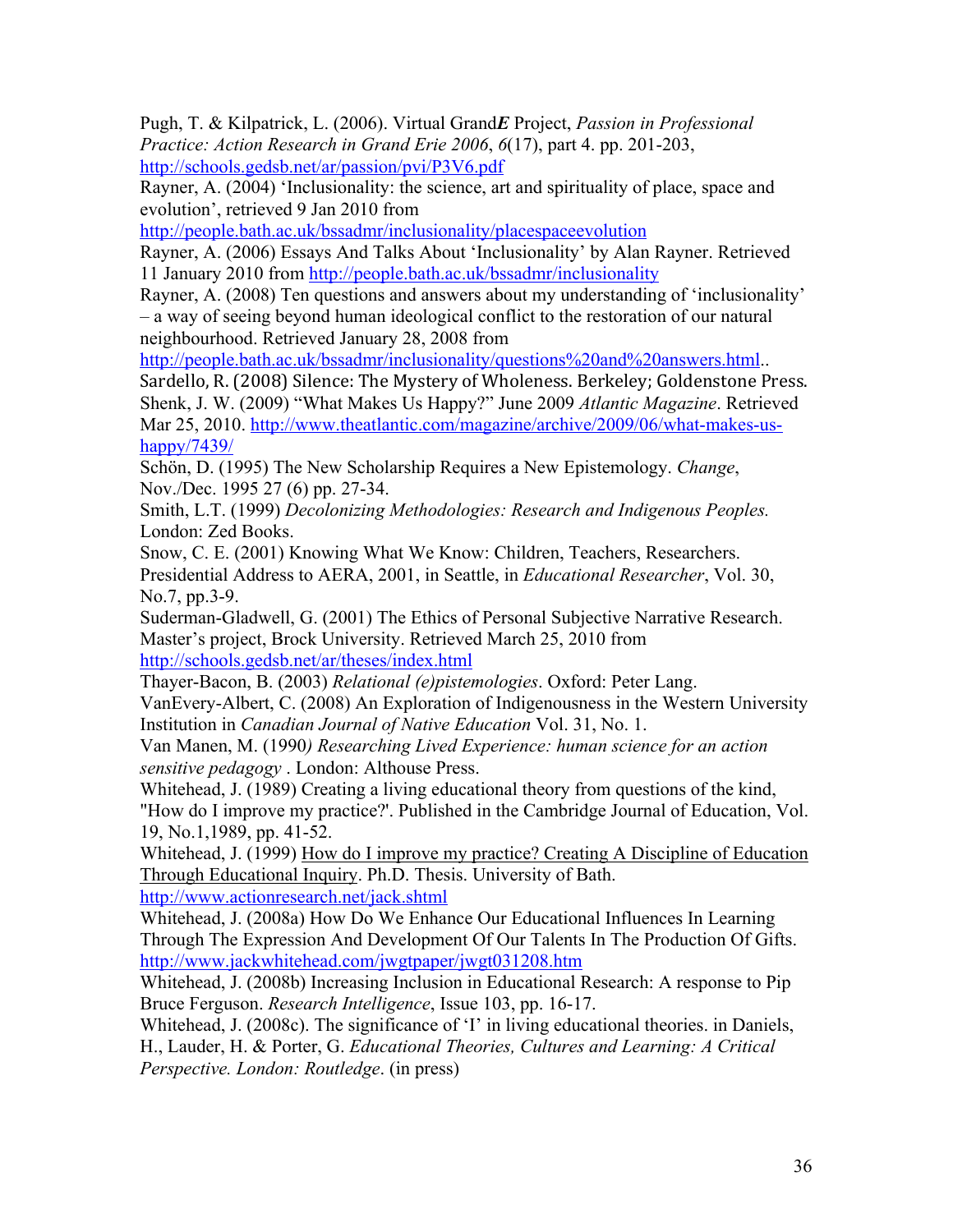Pugh, T. & Kilpatrick, L. (2006). Virtual Grand***E*** Project, *Passion in Professional Practice: Action Research in Grand Erie 2006*, *6*(17), part 4. pp. 201-203, http://schools.gedsb.net/ar/passion/pvi/P3V6.pdf

Rayner, A. (2004) 'Inclusionality: the science, art and spirituality of place, space and evolution', retrieved 9 Jan 2010 from http://people.bath.ac.uk/bssadmr/inclusionality/placespaceevolution

Rayner, A. (2006) Essays And Talks About 'Inclusionality' by Alan Rayner. Retrieved 11 January 2010 from http://people.bath.ac.uk/bssadmr/inclusionality

Rayner, A. (2008) Ten questions and answers about my understanding of 'inclusionality' – a way of seeing beyond human ideological conflict to the restoration of our natural neighbourhood. Retrieved January 28, 2008 from http://people.bath.ac.uk/bssadmr/inclusionality/questions%20and%20answers.html..

Sardello, R. (2008) Silence: The Mystery of Wholeness. Berkeley; Goldenstone Press.

Shenk, J. W. (2009) "What Makes Us Happy?" June 2009 *Atlantic Magazine*. Retrieved Mar 25, 2010. http://www.theatlantic.com/magazine/archive/2009/06/what-makes-us-happy/7439/

Schön, D. (1995) The New Scholarship Requires a New Epistemology. *Change*, Nov./Dec. 1995 27 (6) pp. 27-34.

Smith, L.T. (1999) *Decolonizing Methodologies: Research and Indigenous Peoples.* London: Zed Books.

Snow, C. E. (2001) Knowing What We Know: Children, Teachers, Researchers. Presidential Address to AERA, 2001, in Seattle, in *Educational Researcher*, Vol. 30, No.7, pp.3-9.

Suderman-Gladwell, G. (2001) The Ethics of Personal Subjective Narrative Research. Master's project, Brock University. Retrieved March 25, 2010 from http://schools.gedsb.net/ar/theses/index.html

Thayer-Bacon, B. (2003) *Relational (e)pistemologies*. Oxford: Peter Lang.

VanEvery-Albert, C. (2008) An Exploration of Indigenousness in the Western University Institution in *Canadian Journal of Native Education* Vol. 31, No. 1.

Van Manen, M. (1990*) Researching Lived Experience: human science for an action sensitive pedagogy* . London: Althouse Press.

Whitehead, J. (1989) Creating a living educational theory from questions of the kind, "How do I improve my practice?'. Published in the Cambridge Journal of Education, Vol. 19, No.1,1989, pp. 41-52.

Whitehead, J. (1999) How do I improve my practice? Creating A Discipline of Education Through Educational Inquiry. Ph.D. Thesis. University of Bath. http://www.actionresearch.net/jack.shtml

Whitehead, J. (2008a) How Do We Enhance Our Educational Influences In Learning Through The Expression And Development Of Our Talents In The Production Of Gifts. http://www.jackwhitehead.com/jwgtpaper/jwgt031208.htm

Whitehead, J. (2008b) Increasing Inclusion in Educational Research: A response to Pip Bruce Ferguson. *Research Intelligence*, Issue 103, pp. 16-17.

Whitehead, J. (2008c). The significance of 'I' in living educational theories. in Daniels, H., Lauder, H. & Porter, G. *Educational Theories, Cultures and Learning: A Critical Perspective. London: Routledge*. (in press)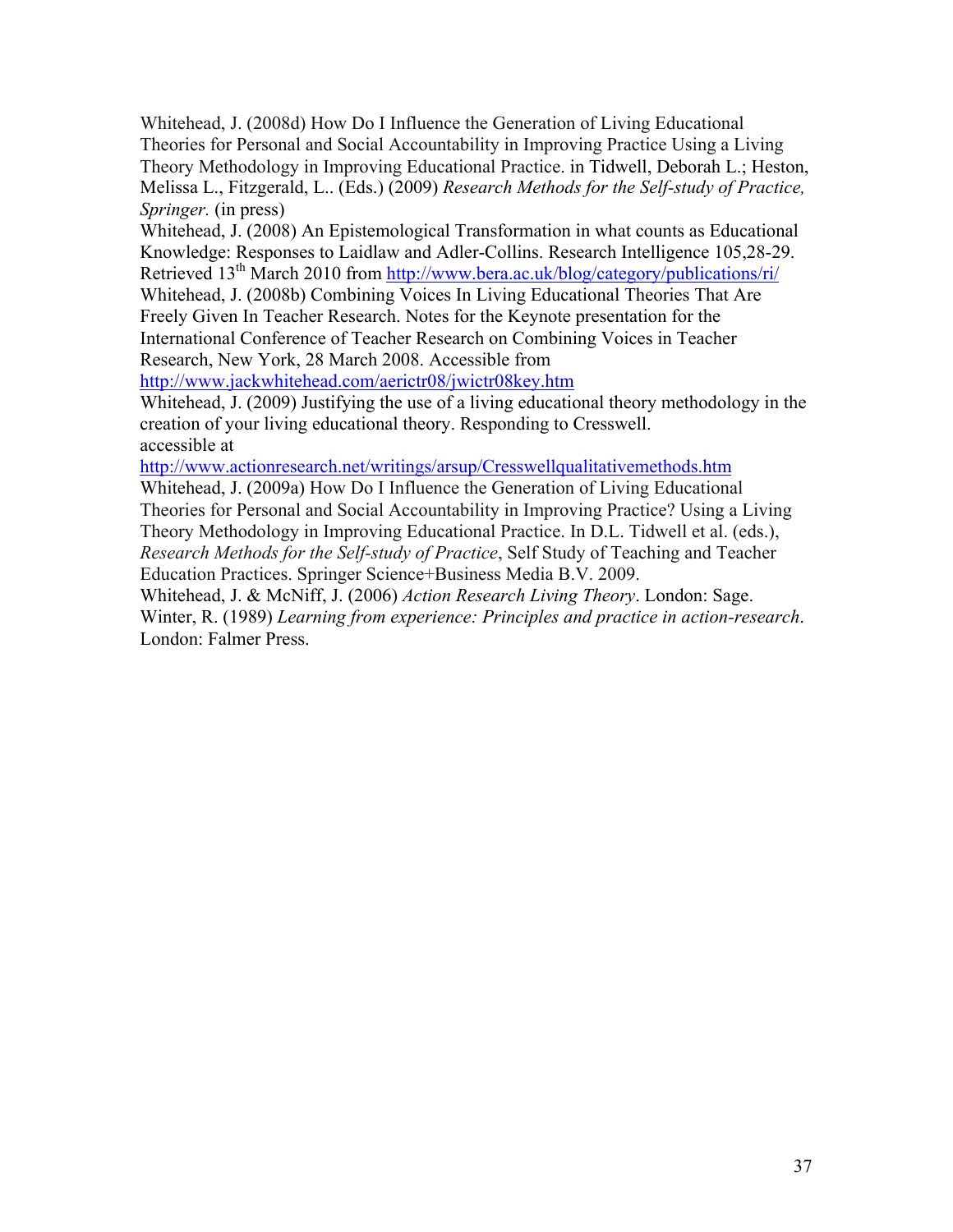Whitehead, J. (2008d) How Do I Influence the Generation of Living Educational Theories for Personal and Social Accountability in Improving Practice Using a Living Theory Methodology in Improving Educational Practice. in Tidwell, Deborah L.; Heston, Melissa L., Fitzgerald, L.. (Eds.) (2009) *Research Methods for the Self-study of Practice, Springer.* (in press)

Whitehead, J. (2008) An Epistemological Transformation in what counts as Educational Knowledge: Responses to Laidlaw and Adler-Collins. Research Intelligence 105,28-29. Retrieved 13th March 2010 from http://www.bera.ac.uk/blog/category/publications/ri/

Whitehead, J. (2008b) Combining Voices In Living Educational Theories That Are Freely Given In Teacher Research. Notes for the Keynote presentation for the International Conference of Teacher Research on Combining Voices in Teacher Research, New York, 28 March 2008. Accessible from http://www.jackwhitehead.com/aerictr08/jwictr08key.htm

Whitehead, J. (2009) Justifying the use of a living educational theory methodology in the creation of your living educational theory. Responding to Cresswell. accessible at http://www.actionresearch.net/writings/arsup/Cresswellqualitativemethods.htm

Whitehead, J. (2009a) How Do I Influence the Generation of Living Educational Theories for Personal and Social Accountability in Improving Practice? Using a Living Theory Methodology in Improving Educational Practice. In D.L. Tidwell et al. (eds.), *Research Methods for the Self-study of Practice*, Self Study of Teaching and Teacher Education Practices. Springer Science+Business Media B.V. 2009.

Whitehead, J. & McNiff, J. (2006) *Action Research Living Theory*. London: Sage.

Winter, R. (1989) *Learning from experience: Principles and practice in action-research*. London: Falmer Press.